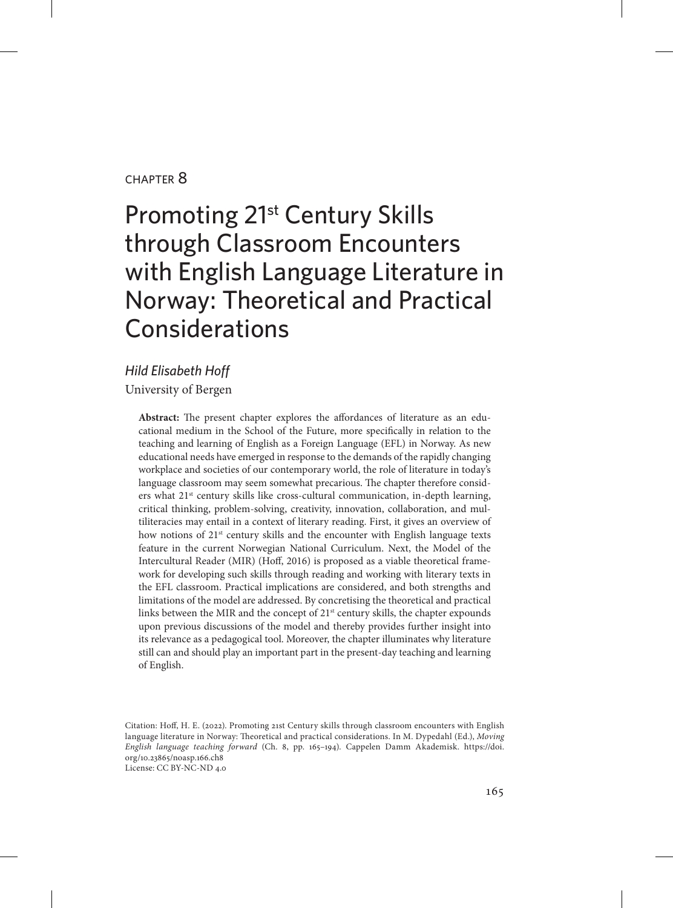CHAPTER 8

# Promoting 21st Century Skills through Classroom Encounters with English Language Literature in Norway: Theoretical and Practical Considerations

*Hild Elisabeth Hoff*

University of Bergen

**Abstract:** The present chapter explores the affordances of literature as an educational medium in the School of the Future, more specifically in relation to the teaching and learning of English as a Foreign Language (EFL) in Norway. As new educational needs have emerged in response to the demands of the rapidly changing workplace and societies of our contemporary world, the role of literature in today's language classroom may seem somewhat precarious. The chapter therefore considers what 21st century skills like cross-cultural communication, in-depth learning, critical thinking, problem-solving, creativity, innovation, collaboration, and multiliteracies may entail in a context of literary reading. First, it gives an overview of how notions of 21st century skills and the encounter with English language texts feature in the current Norwegian National Curriculum. Next, the Model of the Intercultural Reader (MIR) (Hoff, 2016) is proposed as a viable theoretical framework for developing such skills through reading and working with literary texts in the EFL classroom. Practical implications are considered, and both strengths and limitations of the model are addressed. By concretising the theoretical and practical links between the MIR and the concept of 21st century skills, the chapter expounds upon previous discussions of the model and thereby provides further insight into its relevance as a pedagogical tool. Moreover, the chapter illuminates why literature still can and should play an important part in the present-day teaching and learning of English.

Citation: Hoff, H. E. (2022). Promoting 21st Century skills through classroom encounters with English language literature in Norway: Theoretical and practical considerations. In M. Dypedahl (Ed.), *Moving English language teaching forward* (Ch. 8, pp. 165–194). Cappelen Damm Akademisk. https://doi.org/10.23865/noasp.166.ch8
License: CC BY-NC-ND 4.0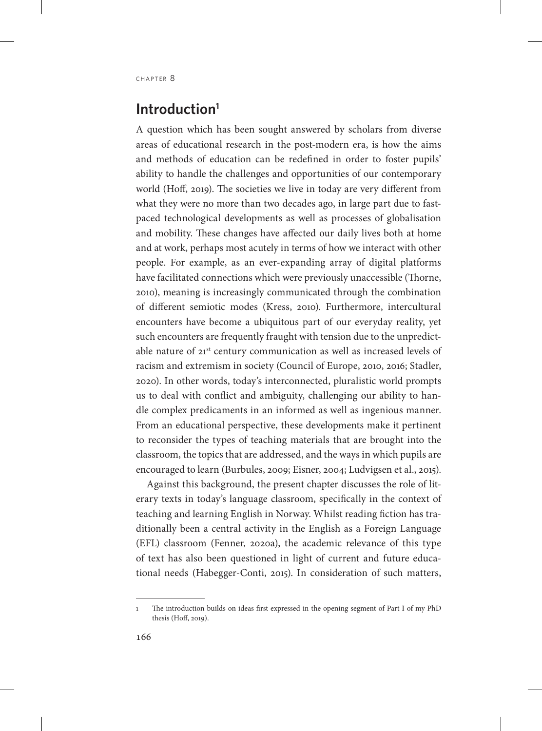## Introduction[1]

A question which has been sought answered by scholars from diverse areas of educational research in the post-modern era, is how the aims and methods of education can be redefined in order to foster pupils' ability to handle the challenges and opportunities of our contemporary world (Hoff, 2019). The societies we live in today are very different from what they were no more than two decades ago, in large part due to fast-paced technological developments as well as processes of globalisation and mobility. These changes have affected our daily lives both at home and at work, perhaps most acutely in terms of how we interact with other people. For example, as an ever-expanding array of digital platforms have facilitated connections which were previously unaccessible (Thorne, 2010), meaning is increasingly communicated through the combination of different semiotic modes (Kress, 2010). Furthermore, intercultural encounters have become a ubiquitous part of our everyday reality, yet such encounters are frequently fraught with tension due to the unpredictable nature of 21st century communication as well as increased levels of racism and extremism in society (Council of Europe, 2010, 2016; Stadler, 2020). In other words, today's interconnected, pluralistic world prompts us to deal with conflict and ambiguity, challenging our ability to handle complex predicaments in an informed as well as ingenious manner. From an educational perspective, these developments make it pertinent to reconsider the types of teaching materials that are brought into the classroom, the topics that are addressed, and the ways in which pupils are encouraged to learn (Burbules, 2009; Eisner, 2004; Ludvigsen et al., 2015).

Against this background, the present chapter discusses the role of literary texts in today's language classroom, specifically in the context of teaching and learning English in Norway. Whilst reading fiction has traditionally been a central activity in the English as a Foreign Language (EFL) classroom (Fenner, 2020a), the academic relevance of this type of text has also been questioned in light of current and future educational needs (Habegger-Conti, 2015). In consideration of such matters,

[1] The introduction builds on ideas first expressed in the opening segment of Part I of my PhD thesis (Hoff, 2019).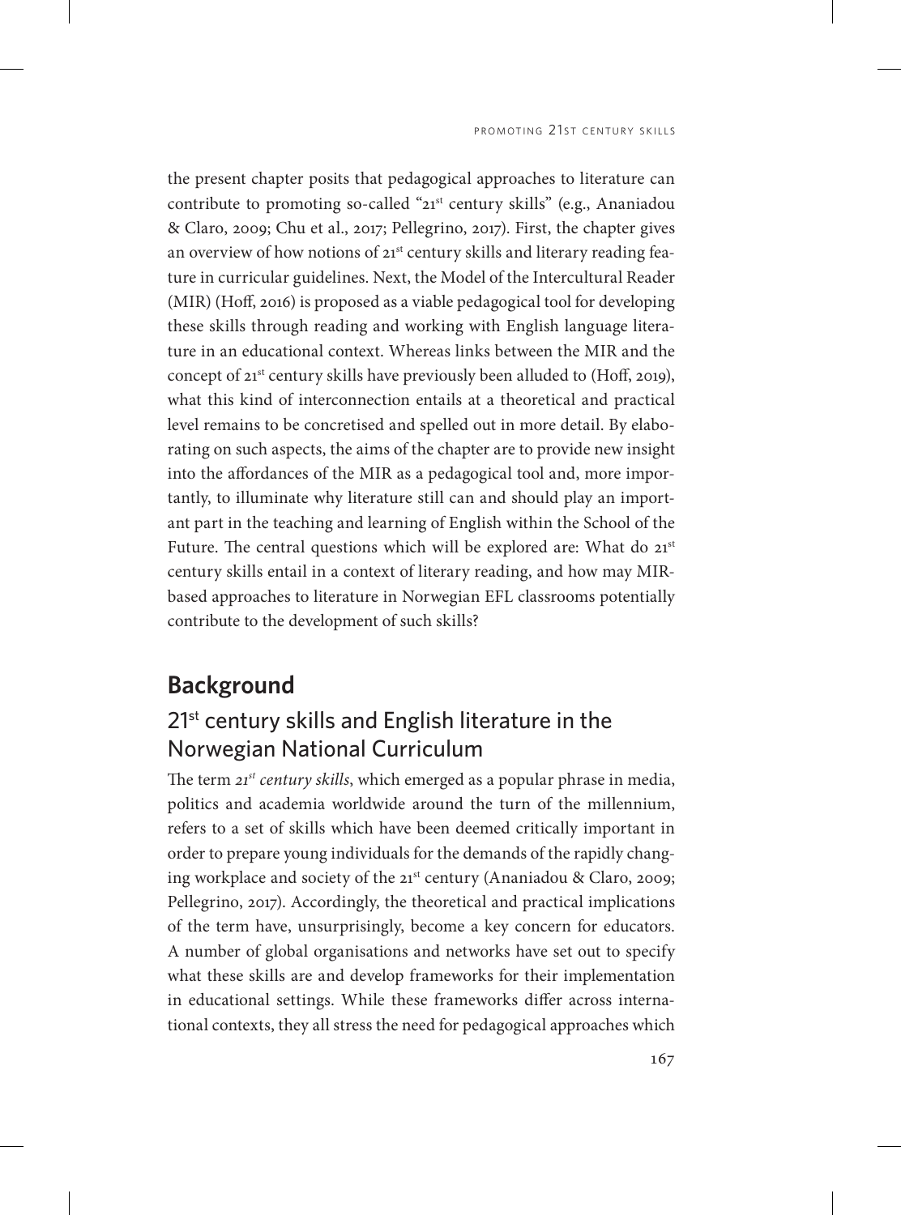the present chapter posits that pedagogical approaches to literature can contribute to promoting so-called "21st century skills" (e.g., Ananiadou & Claro, 2009; Chu et al., 2017; Pellegrino, 2017). First, the chapter gives an overview of how notions of 21st century skills and literary reading feature in curricular guidelines. Next, the Model of the Intercultural Reader (MIR) (Hoff, 2016) is proposed as a viable pedagogical tool for developing these skills through reading and working with English language literature in an educational context. Whereas links between the MIR and the concept of 21st century skills have previously been alluded to (Hoff, 2019), what this kind of interconnection entails at a theoretical and practical level remains to be concretised and spelled out in more detail. By elaborating on such aspects, the aims of the chapter are to provide new insight into the affordances of the MIR as a pedagogical tool and, more importantly, to illuminate why literature still can and should play an important part in the teaching and learning of English within the School of the Future. The central questions which will be explored are: What do 21st century skills entail in a context of literary reading, and how may MIR-based approaches to literature in Norwegian EFL classrooms potentially contribute to the development of such skills?

## Background

### 21st century skills and English literature in the Norwegian National Curriculum

The term *21st century skills*, which emerged as a popular phrase in media, politics and academia worldwide around the turn of the millennium, refers to a set of skills which have been deemed critically important in order to prepare young individuals for the demands of the rapidly changing workplace and society of the 21st century (Ananiadou & Claro, 2009; Pellegrino, 2017). Accordingly, the theoretical and practical implications of the term have, unsurprisingly, become a key concern for educators. A number of global organisations and networks have set out to specify what these skills are and develop frameworks for their implementation in educational settings. While these frameworks differ across international contexts, they all stress the need for pedagogical approaches which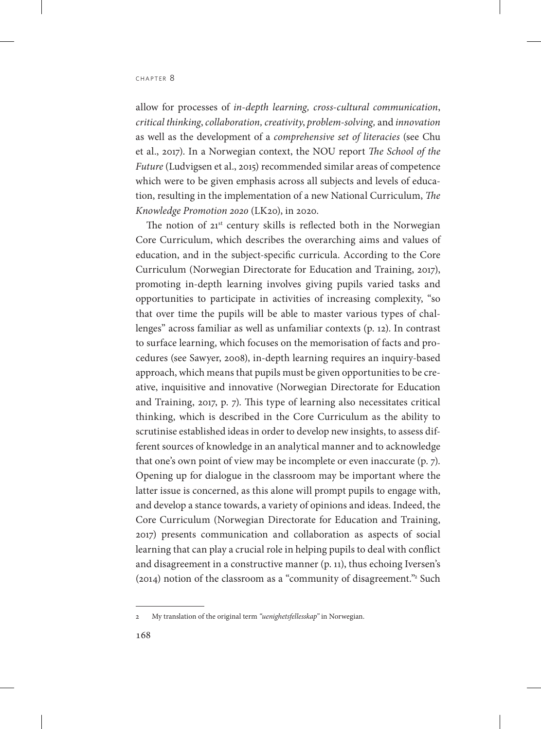allow for processes of *in-depth learning, cross-cultural communication*, *critical thinking*, *collaboration, creativity*, *problem-solving,* and *innovation* as well as the development of a *comprehensive set of literacies* (see Chu et al., 2017). In a Norwegian context, the NOU report *The School of the Future* (Ludvigsen et al., 2015) recommended similar areas of competence which were to be given emphasis across all subjects and levels of education, resulting in the implementation of a new National Curriculum, *The Knowledge Promotion 2020* (LK20), in 2020.

The notion of 21st century skills is reflected both in the Norwegian Core Curriculum, which describes the overarching aims and values of education, and in the subject-specific curricula. According to the Core Curriculum (Norwegian Directorate for Education and Training, 2017), promoting in-depth learning involves giving pupils varied tasks and opportunities to participate in activities of increasing complexity, "so that over time the pupils will be able to master various types of challenges" across familiar as well as unfamiliar contexts (p. 12). In contrast to surface learning, which focuses on the memorisation of facts and procedures (see Sawyer, 2008), in-depth learning requires an inquiry-based approach, which means that pupils must be given opportunities to be creative, inquisitive and innovative (Norwegian Directorate for Education and Training, 2017, p. 7). This type of learning also necessitates critical thinking, which is described in the Core Curriculum as the ability to scrutinise established ideas in order to develop new insights, to assess different sources of knowledge in an analytical manner and to acknowledge that one's own point of view may be incomplete or even inaccurate (p. 7). Opening up for dialogue in the classroom may be important where the latter issue is concerned, as this alone will prompt pupils to engage with, and develop a stance towards, a variety of opinions and ideas. Indeed, the Core Curriculum (Norwegian Directorate for Education and Training, 2017) presents communication and collaboration as aspects of social learning that can play a crucial role in helping pupils to deal with conflict and disagreement in a constructive manner (p. 11), thus echoing Iversen's (2014) notion of the classroom as a "community of disagreement."[2] Such

[2] My translation of the original term *"uenighetsfellesskap"* in Norwegian.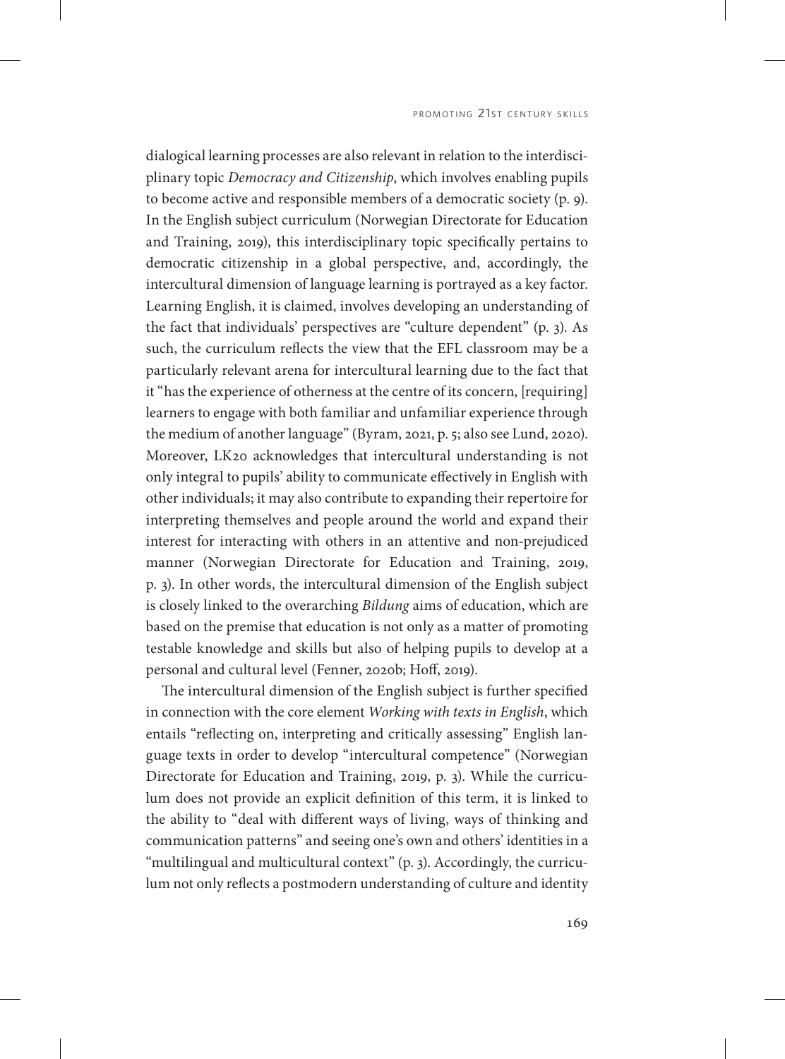dialogical learning processes are also relevant in relation to the interdisciplinary topic *Democracy and Citizenship*, which involves enabling pupils to become active and responsible members of a democratic society (p. 9). In the English subject curriculum (Norwegian Directorate for Education and Training, 2019), this interdisciplinary topic specifically pertains to democratic citizenship in a global perspective, and, accordingly, the intercultural dimension of language learning is portrayed as a key factor. Learning English, it is claimed, involves developing an understanding of the fact that individuals' perspectives are "culture dependent" (p. 3). As such, the curriculum reflects the view that the EFL classroom may be a particularly relevant arena for intercultural learning due to the fact that it "has the experience of otherness at the centre of its concern, [requiring] learners to engage with both familiar and unfamiliar experience through the medium of another language" (Byram, 2021, p. 5; also see Lund, 2020). Moreover, LK20 acknowledges that intercultural understanding is not only integral to pupils' ability to communicate effectively in English with other individuals; it may also contribute to expanding their repertoire for interpreting themselves and people around the world and expand their interest for interacting with others in an attentive and non-prejudiced manner (Norwegian Directorate for Education and Training, 2019, p. 3). In other words, the intercultural dimension of the English subject is closely linked to the overarching *Bildung* aims of education, which are based on the premise that education is not only as a matter of promoting testable knowledge and skills but also of helping pupils to develop at a personal and cultural level (Fenner, 2020b; Hoff, 2019).

The intercultural dimension of the English subject is further specified in connection with the core element *Working with texts in English*, which entails "reflecting on, interpreting and critically assessing" English language texts in order to develop "intercultural competence" (Norwegian Directorate for Education and Training, 2019, p. 3). While the curriculum does not provide an explicit definition of this term, it is linked to the ability to "deal with different ways of living, ways of thinking and communication patterns" and seeing one's own and others' identities in a "multilingual and multicultural context" (p. 3). Accordingly, the curriculum not only reflects a postmodern understanding of culture and identity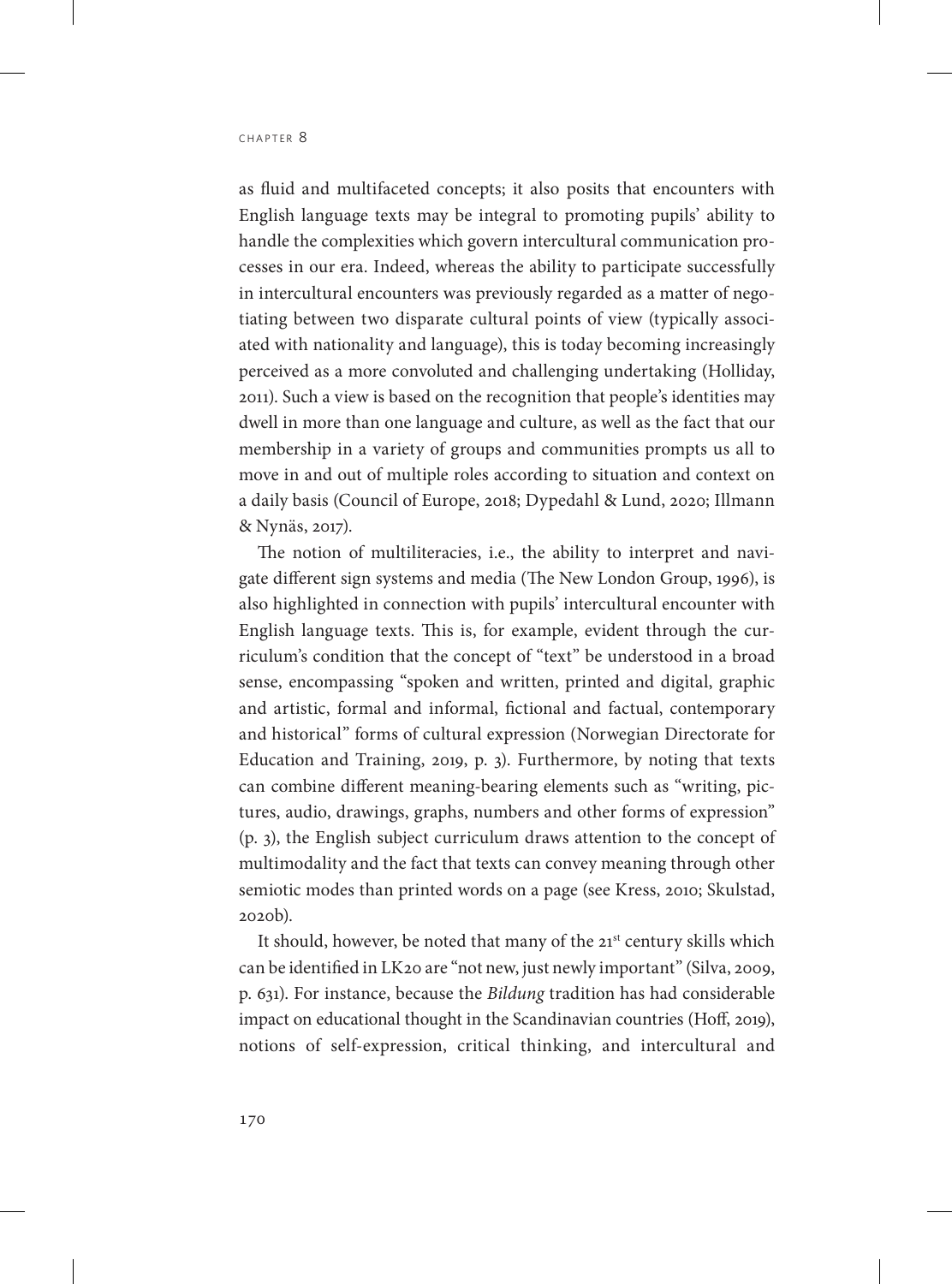as fluid and multifaceted concepts; it also posits that encounters with English language texts may be integral to promoting pupils' ability to handle the complexities which govern intercultural communication processes in our era. Indeed, whereas the ability to participate successfully in intercultural encounters was previously regarded as a matter of negotiating between two disparate cultural points of view (typically associated with nationality and language), this is today becoming increasingly perceived as a more convoluted and challenging undertaking (Holliday, 2011). Such a view is based on the recognition that people's identities may dwell in more than one language and culture, as well as the fact that our membership in a variety of groups and communities prompts us all to move in and out of multiple roles according to situation and context on a daily basis (Council of Europe, 2018; Dypedahl & Lund, 2020; Illmann & Nynäs, 2017).

The notion of multiliteracies, i.e., the ability to interpret and navigate different sign systems and media (The New London Group, 1996), is also highlighted in connection with pupils' intercultural encounter with English language texts. This is, for example, evident through the curriculum's condition that the concept of "text" be understood in a broad sense, encompassing "spoken and written, printed and digital, graphic and artistic, formal and informal, fictional and factual, contemporary and historical" forms of cultural expression (Norwegian Directorate for Education and Training, 2019, p. 3). Furthermore, by noting that texts can combine different meaning-bearing elements such as "writing, pictures, audio, drawings, graphs, numbers and other forms of expression" (p. 3), the English subject curriculum draws attention to the concept of multimodality and the fact that texts can convey meaning through other semiotic modes than printed words on a page (see Kress, 2010; Skulstad, 2020b).

It should, however, be noted that many of the 21st century skills which can be identified in LK20 are "not new, just newly important" (Silva, 2009, p. 631). For instance, because the *Bildung* tradition has had considerable impact on educational thought in the Scandinavian countries (Hoff, 2019), notions of self-expression, critical thinking, and intercultural and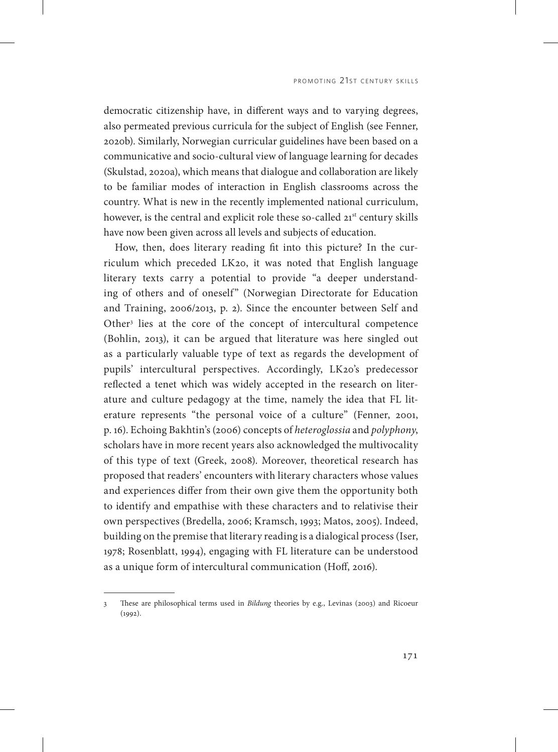democratic citizenship have, in different ways and to varying degrees, also permeated previous curricula for the subject of English (see Fenner, 2020b). Similarly, Norwegian curricular guidelines have been based on a communicative and socio-cultural view of language learning for decades (Skulstad, 2020a), which means that dialogue and collaboration are likely to be familiar modes of interaction in English classrooms across the country. What is new in the recently implemented national curriculum, however, is the central and explicit role these so-called 21st century skills have now been given across all levels and subjects of education.

How, then, does literary reading fit into this picture? In the curriculum which preceded LK20, it was noted that English language literary texts carry a potential to provide "a deeper understanding of others and of oneself" (Norwegian Directorate for Education and Training, 2006/2013, p. 2). Since the encounter between Self and Other[3] lies at the core of the concept of intercultural competence (Bohlin, 2013), it can be argued that literature was here singled out as a particularly valuable type of text as regards the development of pupils' intercultural perspectives. Accordingly, LK20's predecessor reflected a tenet which was widely accepted in the research on literature and culture pedagogy at the time, namely the idea that FL literature represents "the personal voice of a culture" (Fenner, 2001, p. 16). Echoing Bakhtin's (2006) concepts of *heteroglossia* and *polyphony*, scholars have in more recent years also acknowledged the multivocality of this type of text (Greek, 2008). Moreover, theoretical research has proposed that readers' encounters with literary characters whose values and experiences differ from their own give them the opportunity both to identify and empathise with these characters and to relativise their own perspectives (Bredella, 2006; Kramsch, 1993; Matos, 2005). Indeed, building on the premise that literary reading is a dialogical process (Iser, 1978; Rosenblatt, 1994), engaging with FL literature can be understood as a unique form of intercultural communication (Hoff, 2016).

---

3 These are philosophical terms used in *Bildung* theories by e.g., Levinas (2003) and Ricoeur (1992).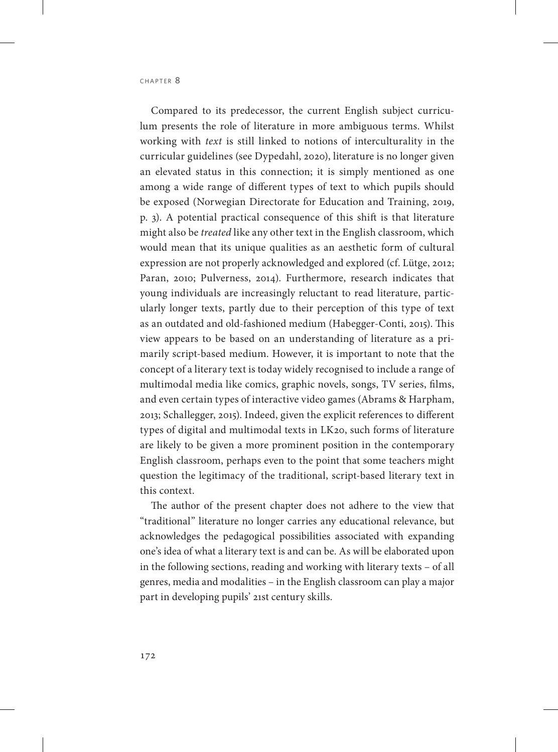Compared to its predecessor, the current English subject curriculum presents the role of literature in more ambiguous terms. Whilst working with *text* is still linked to notions of interculturality in the curricular guidelines (see Dypedahl, 2020), literature is no longer given an elevated status in this connection; it is simply mentioned as one among a wide range of different types of text to which pupils should be exposed (Norwegian Directorate for Education and Training, 2019, p. 3). A potential practical consequence of this shift is that literature might also be *treated* like any other text in the English classroom, which would mean that its unique qualities as an aesthetic form of cultural expression are not properly acknowledged and explored (cf. Lütge, 2012; Paran, 2010; Pulverness, 2014). Furthermore, research indicates that young individuals are increasingly reluctant to read literature, particularly longer texts, partly due to their perception of this type of text as an outdated and old-fashioned medium (Habegger-Conti, 2015). This view appears to be based on an understanding of literature as a primarily script-based medium. However, it is important to note that the concept of a literary text is today widely recognised to include a range of multimodal media like comics, graphic novels, songs, TV series, films, and even certain types of interactive video games (Abrams & Harpham, 2013; Schallegger, 2015). Indeed, given the explicit references to different types of digital and multimodal texts in LK20, such forms of literature are likely to be given a more prominent position in the contemporary English classroom, perhaps even to the point that some teachers might question the legitimacy of the traditional, script-based literary text in this context.

The author of the present chapter does not adhere to the view that "traditional" literature no longer carries any educational relevance, but acknowledges the pedagogical possibilities associated with expanding one's idea of what a literary text is and can be. As will be elaborated upon in the following sections, reading and working with literary texts – of all genres, media and modalities – in the English classroom can play a major part in developing pupils' 21st century skills.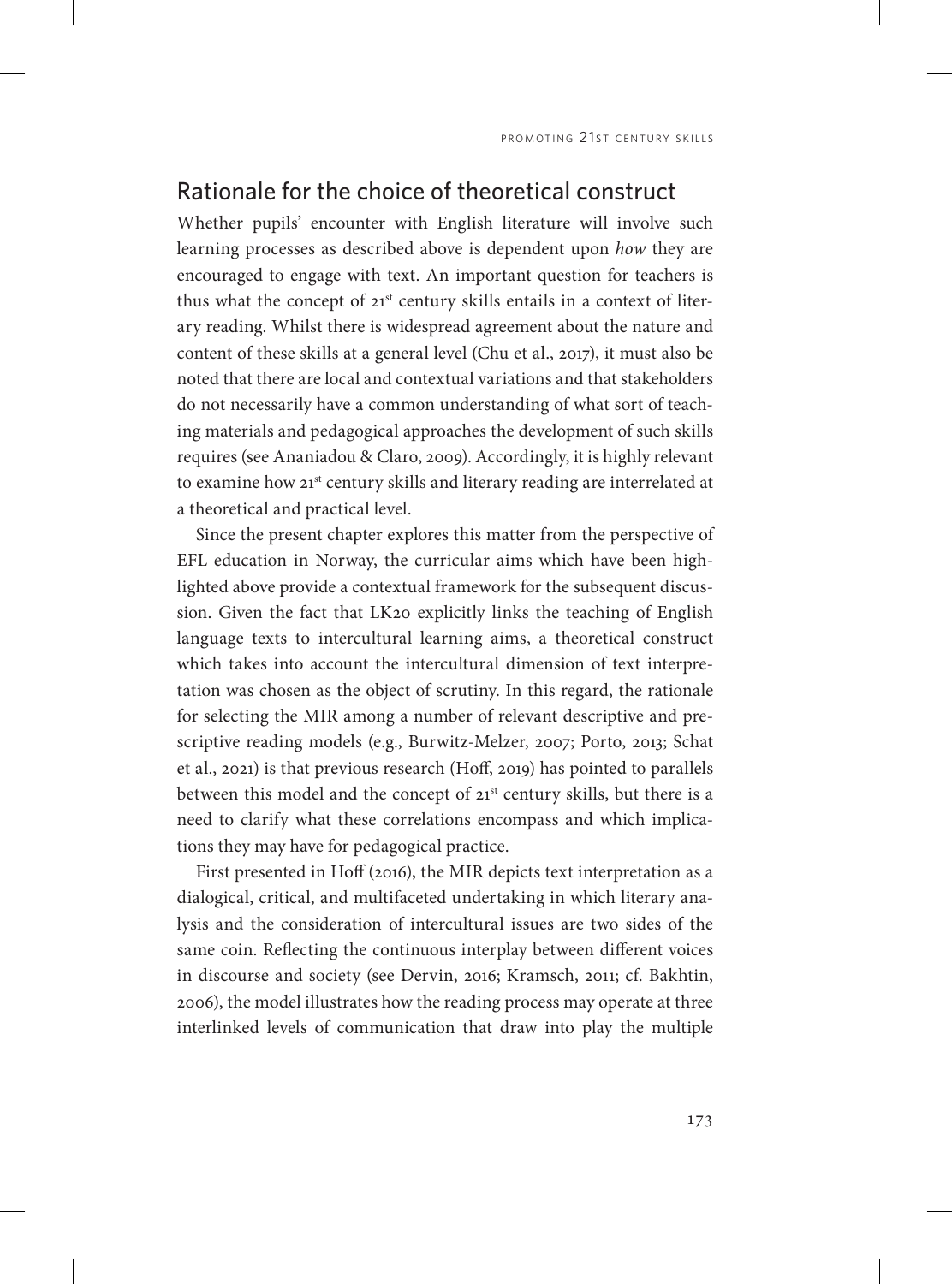## Rationale for the choice of theoretical construct

Whether pupils' encounter with English literature will involve such learning processes as described above is dependent upon *how* they are encouraged to engage with text. An important question for teachers is thus what the concept of 21st century skills entails in a context of literary reading. Whilst there is widespread agreement about the nature and content of these skills at a general level (Chu et al., 2017), it must also be noted that there are local and contextual variations and that stakeholders do not necessarily have a common understanding of what sort of teaching materials and pedagogical approaches the development of such skills requires (see Ananiadou & Claro, 2009). Accordingly, it is highly relevant to examine how 21st century skills and literary reading are interrelated at a theoretical and practical level.

Since the present chapter explores this matter from the perspective of EFL education in Norway, the curricular aims which have been highlighted above provide a contextual framework for the subsequent discussion. Given the fact that LK20 explicitly links the teaching of English language texts to intercultural learning aims, a theoretical construct which takes into account the intercultural dimension of text interpretation was chosen as the object of scrutiny. In this regard, the rationale for selecting the MIR among a number of relevant descriptive and prescriptive reading models (e.g., Burwitz-Melzer, 2007; Porto, 2013; Schat et al., 2021) is that previous research (Hoff, 2019) has pointed to parallels between this model and the concept of 21st century skills, but there is a need to clarify what these correlations encompass and which implications they may have for pedagogical practice.

First presented in Hoff (2016), the MIR depicts text interpretation as a dialogical, critical, and multifaceted undertaking in which literary analysis and the consideration of intercultural issues are two sides of the same coin. Reflecting the continuous interplay between different voices in discourse and society (see Dervin, 2016; Kramsch, 2011; cf. Bakhtin, 2006), the model illustrates how the reading process may operate at three interlinked levels of communication that draw into play the multiple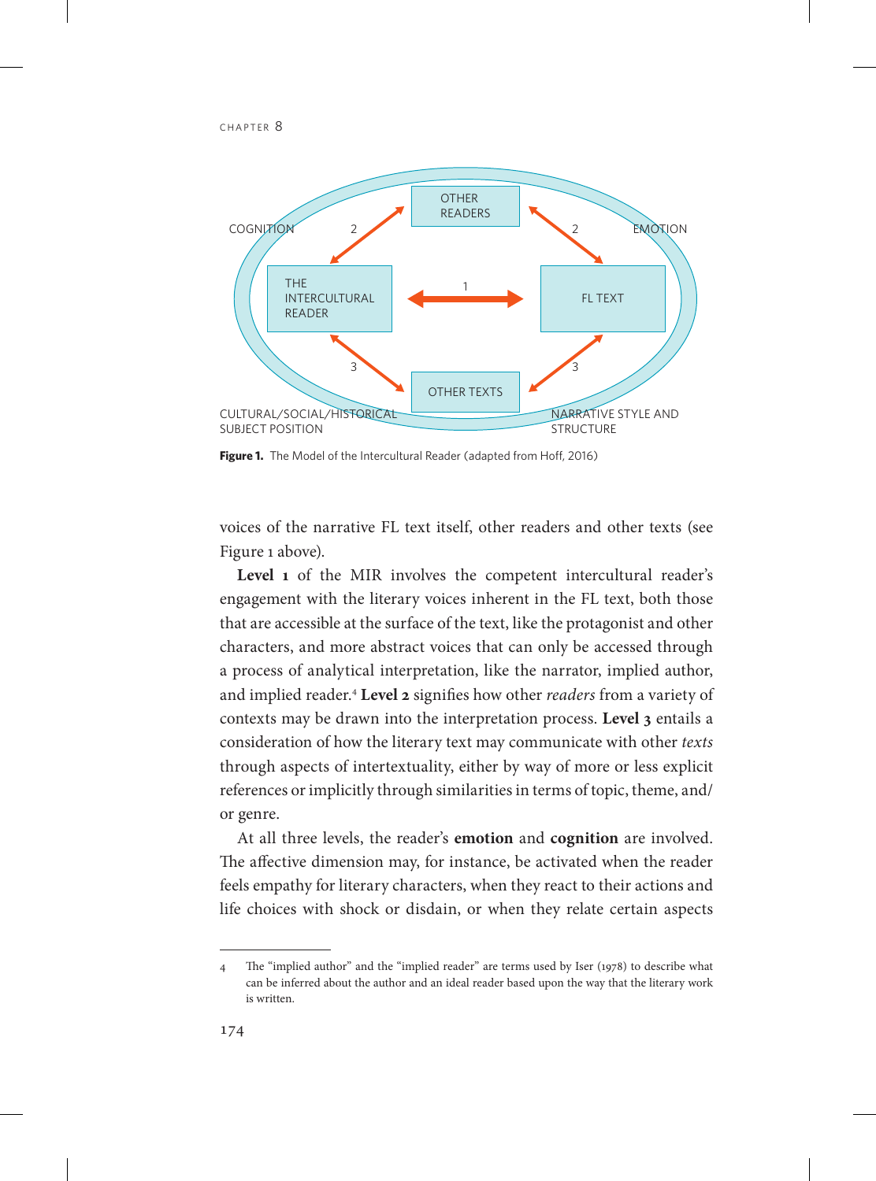COGNITION

EMOTION

OTHER READERS

THE INTERCULTURAL READER

FL TEXT

OTHER TEXTS

CULTURAL/SOCIAL/HISTORICAL SUBJECT POSITION

NARRATIVE STYLE AND STRUCTURE

**Figure 1.** The Model of the Intercultural Reader (adapted from Hoff, 2016)

voices of the narrative FL text itself, other readers and other texts (see Figure 1 above).

**Level 1** of the MIR involves the competent intercultural reader's engagement with the literary voices inherent in the FL text, both those that are accessible at the surface of the text, like the protagonist and other characters, and more abstract voices that can only be accessed through a process of analytical interpretation, like the narrator, implied author, and implied reader.[4] **Level 2** signifies how other *readers* from a variety of contexts may be drawn into the interpretation process. **Level 3** entails a consideration of how the literary text may communicate with other *texts* through aspects of intertextuality, either by way of more or less explicit references or implicitly through similarities in terms of topic, theme, and/or genre.

At all three levels, the reader's **emotion** and **cognition** are involved. The affective dimension may, for instance, be activated when the reader feels empathy for literary characters, when they react to their actions and life choices with shock or disdain, or when they relate certain aspects

---

4 The "implied author" and the "implied reader" are terms used by Iser (1978) to describe what can be inferred about the author and an ideal reader based upon the way that the literary work is written.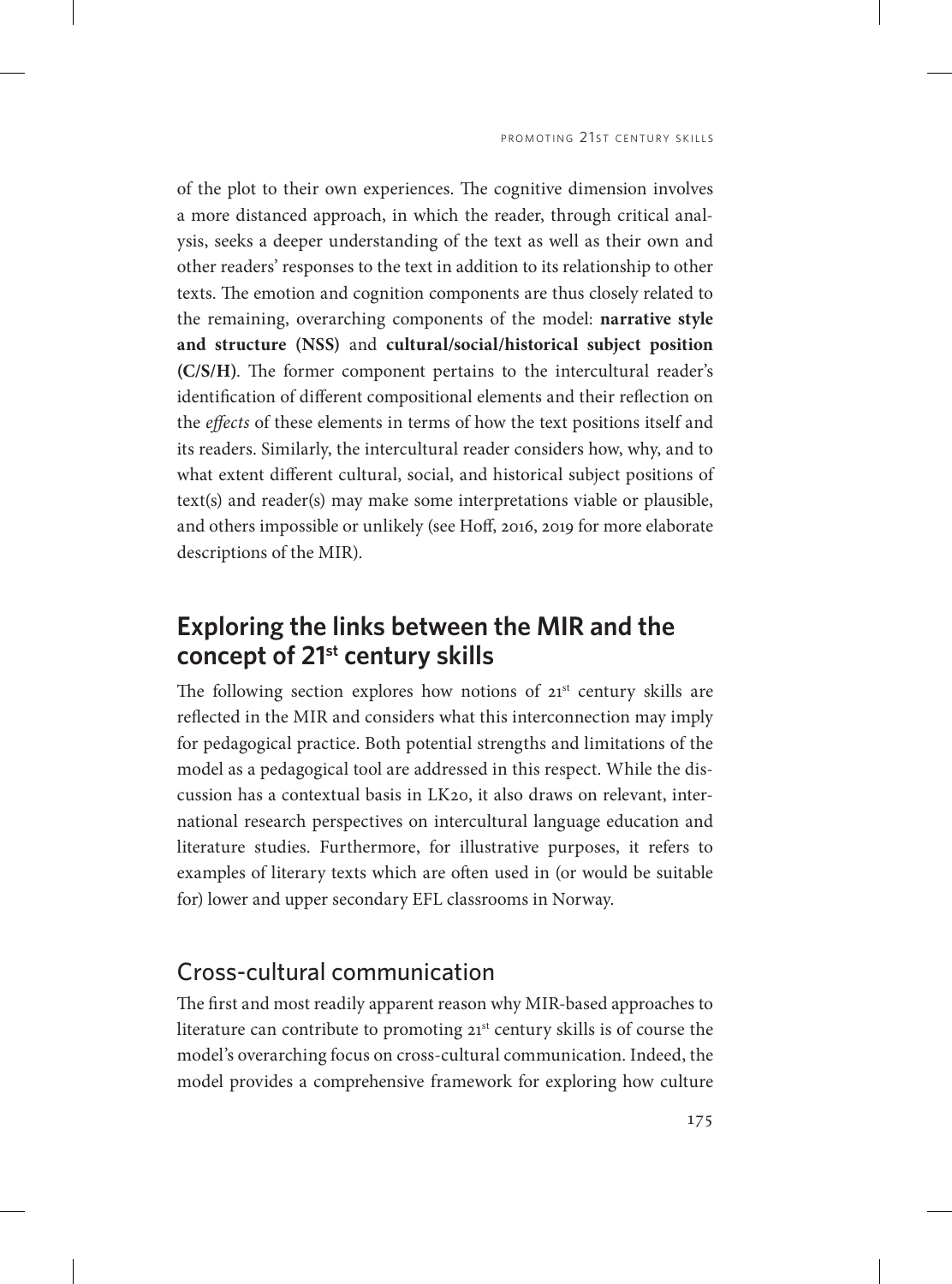of the plot to their own experiences. The cognitive dimension involves a more distanced approach, in which the reader, through critical analysis, seeks a deeper understanding of the text as well as their own and other readers' responses to the text in addition to its relationship to other texts. The emotion and cognition components are thus closely related to the remaining, overarching components of the model: **narrative style and structure (NSS)** and **cultural/social/historical subject position (C/S/H)**. The former component pertains to the intercultural reader's identification of different compositional elements and their reflection on the *effects* of these elements in terms of how the text positions itself and its readers. Similarly, the intercultural reader considers how, why, and to what extent different cultural, social, and historical subject positions of text(s) and reader(s) may make some interpretations viable or plausible, and others impossible or unlikely (see Hoff, 2016, 2019 for more elaborate descriptions of the MIR).

## Exploring the links between the MIR and the concept of 21st century skills

The following section explores how notions of 21st century skills are reflected in the MIR and considers what this interconnection may imply for pedagogical practice. Both potential strengths and limitations of the model as a pedagogical tool are addressed in this respect. While the discussion has a contextual basis in LK20, it also draws on relevant, international research perspectives on intercultural language education and literature studies. Furthermore, for illustrative purposes, it refers to examples of literary texts which are often used in (or would be suitable for) lower and upper secondary EFL classrooms in Norway.

### Cross-cultural communication

The first and most readily apparent reason why MIR-based approaches to literature can contribute to promoting 21st century skills is of course the model's overarching focus on cross-cultural communication. Indeed, the model provides a comprehensive framework for exploring how culture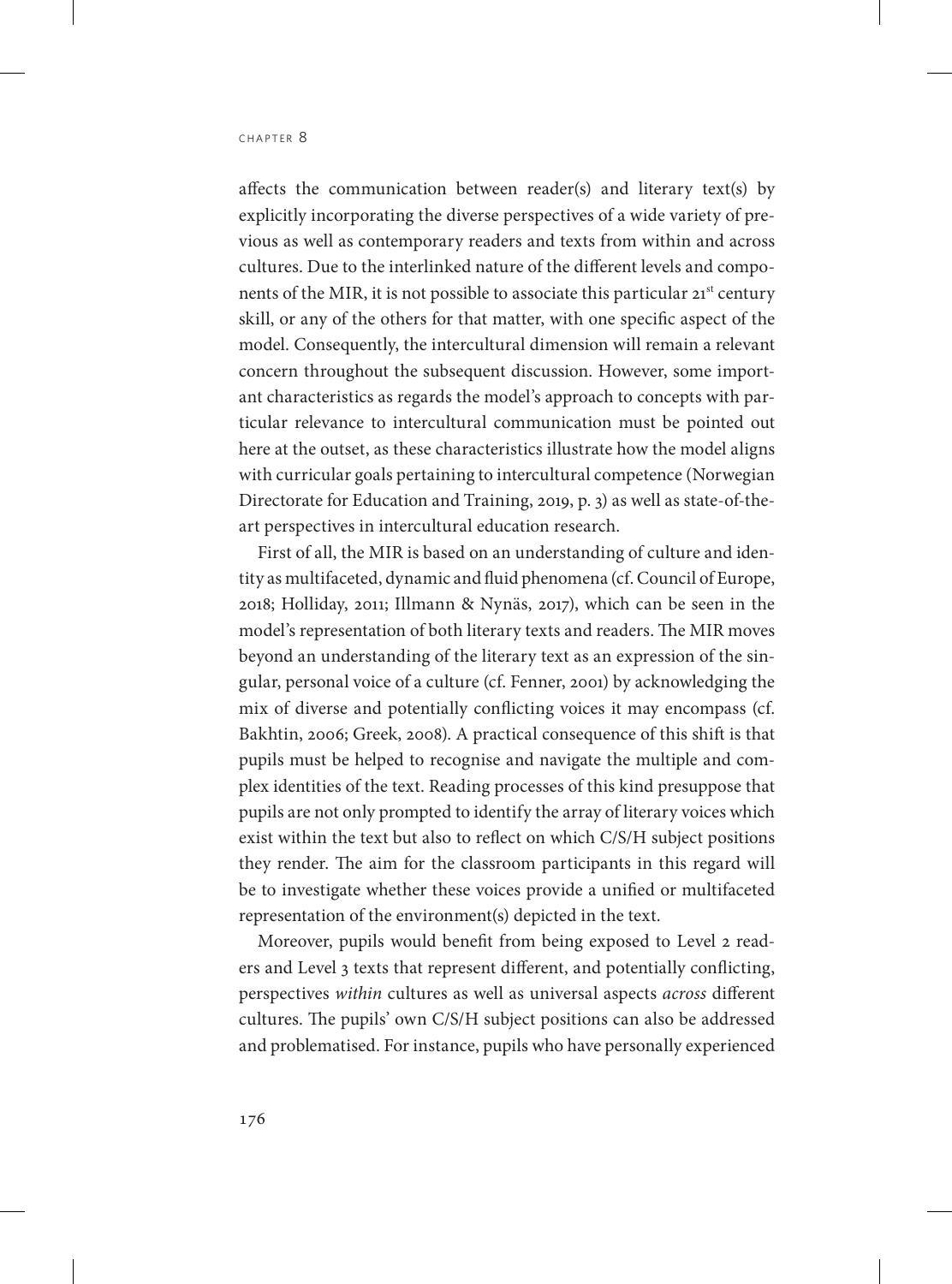affects the communication between reader(s) and literary text(s) by explicitly incorporating the diverse perspectives of a wide variety of previous as well as contemporary readers and texts from within and across cultures. Due to the interlinked nature of the different levels and components of the MIR, it is not possible to associate this particular 21st century skill, or any of the others for that matter, with one specific aspect of the model. Consequently, the intercultural dimension will remain a relevant concern throughout the subsequent discussion. However, some important characteristics as regards the model's approach to concepts with particular relevance to intercultural communication must be pointed out here at the outset, as these characteristics illustrate how the model aligns with curricular goals pertaining to intercultural competence (Norwegian Directorate for Education and Training, 2019, p. 3) as well as state-of-the-art perspectives in intercultural education research.

First of all, the MIR is based on an understanding of culture and identity as multifaceted, dynamic and fluid phenomena (cf. Council of Europe, 2018; Holliday, 2011; Illmann & Nynäs, 2017), which can be seen in the model's representation of both literary texts and readers. The MIR moves beyond an understanding of the literary text as an expression of the singular, personal voice of a culture (cf. Fenner, 2001) by acknowledging the mix of diverse and potentially conflicting voices it may encompass (cf. Bakhtin, 2006; Greek, 2008). A practical consequence of this shift is that pupils must be helped to recognise and navigate the multiple and complex identities of the text. Reading processes of this kind presuppose that pupils are not only prompted to identify the array of literary voices which exist within the text but also to reflect on which C/S/H subject positions they render. The aim for the classroom participants in this regard will be to investigate whether these voices provide a unified or multifaceted representation of the environment(s) depicted in the text.

Moreover, pupils would benefit from being exposed to Level 2 readers and Level 3 texts that represent different, and potentially conflicting, perspectives *within* cultures as well as universal aspects *across* different cultures. The pupils' own C/S/H subject positions can also be addressed and problematised. For instance, pupils who have personally experienced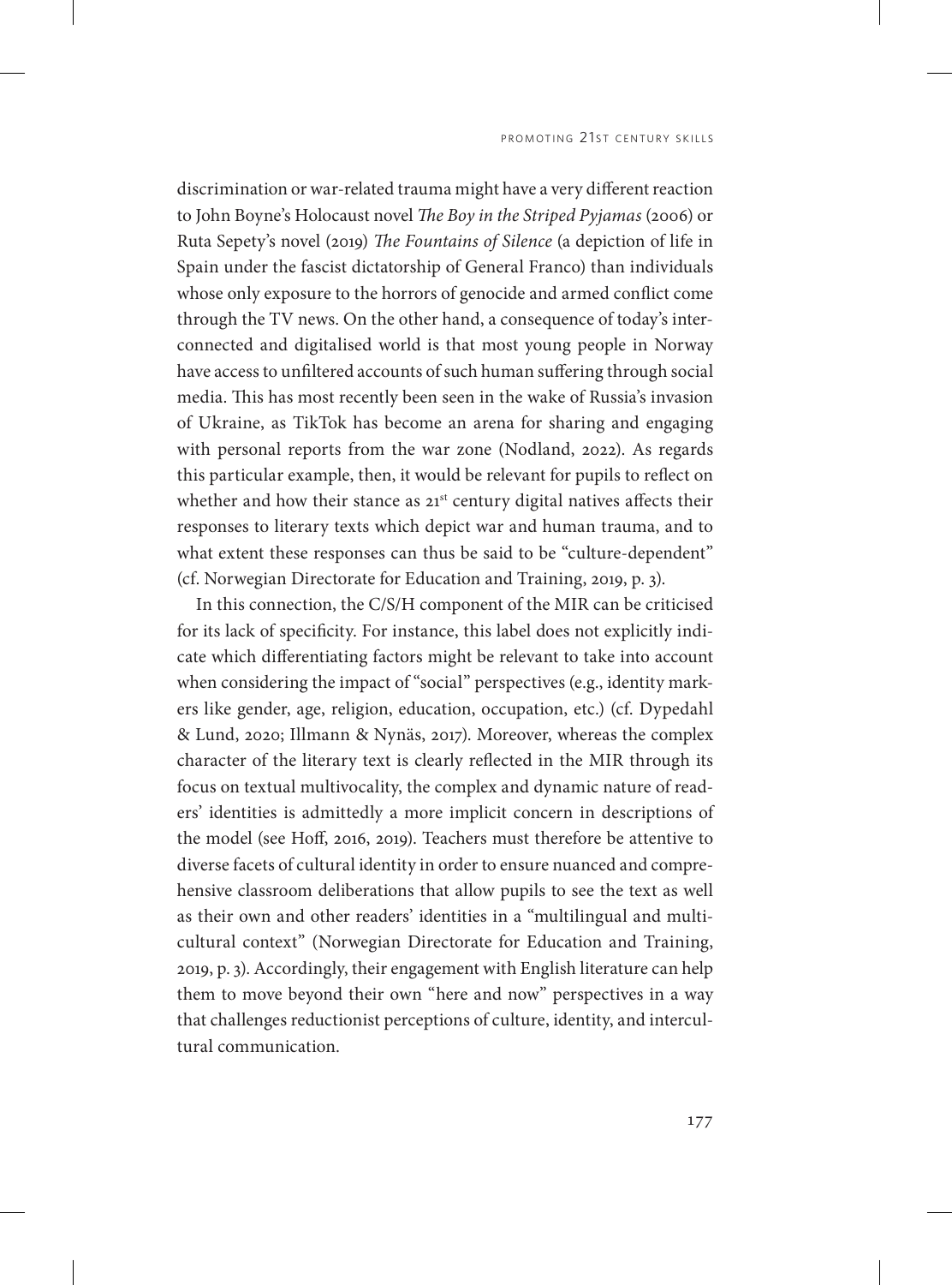discrimination or war-related trauma might have a very different reaction to John Boyne's Holocaust novel *The Boy in the Striped Pyjamas* (2006) or Ruta Sepety's novel (2019) *The Fountains of Silence* (a depiction of life in Spain under the fascist dictatorship of General Franco) than individuals whose only exposure to the horrors of genocide and armed conflict come through the TV news. On the other hand, a consequence of today's interconnected and digitalised world is that most young people in Norway have access to unfiltered accounts of such human suffering through social media. This has most recently been seen in the wake of Russia's invasion of Ukraine, as TikTok has become an arena for sharing and engaging with personal reports from the war zone (Nodland, 2022). As regards this particular example, then, it would be relevant for pupils to reflect on whether and how their stance as 21st century digital natives affects their responses to literary texts which depict war and human trauma, and to what extent these responses can thus be said to be "culture-dependent" (cf. Norwegian Directorate for Education and Training, 2019, p. 3).

In this connection, the C/S/H component of the MIR can be criticised for its lack of specificity. For instance, this label does not explicitly indicate which differentiating factors might be relevant to take into account when considering the impact of "social" perspectives (e.g., identity markers like gender, age, religion, education, occupation, etc.) (cf. Dypedahl & Lund, 2020; Illmann & Nynäs, 2017). Moreover, whereas the complex character of the literary text is clearly reflected in the MIR through its focus on textual multivocality, the complex and dynamic nature of readers' identities is admittedly a more implicit concern in descriptions of the model (see Hoff, 2016, 2019). Teachers must therefore be attentive to diverse facets of cultural identity in order to ensure nuanced and comprehensive classroom deliberations that allow pupils to see the text as well as their own and other readers' identities in a "multilingual and multicultural context" (Norwegian Directorate for Education and Training, 2019, p. 3). Accordingly, their engagement with English literature can help them to move beyond their own "here and now" perspectives in a way that challenges reductionist perceptions of culture, identity, and intercultural communication.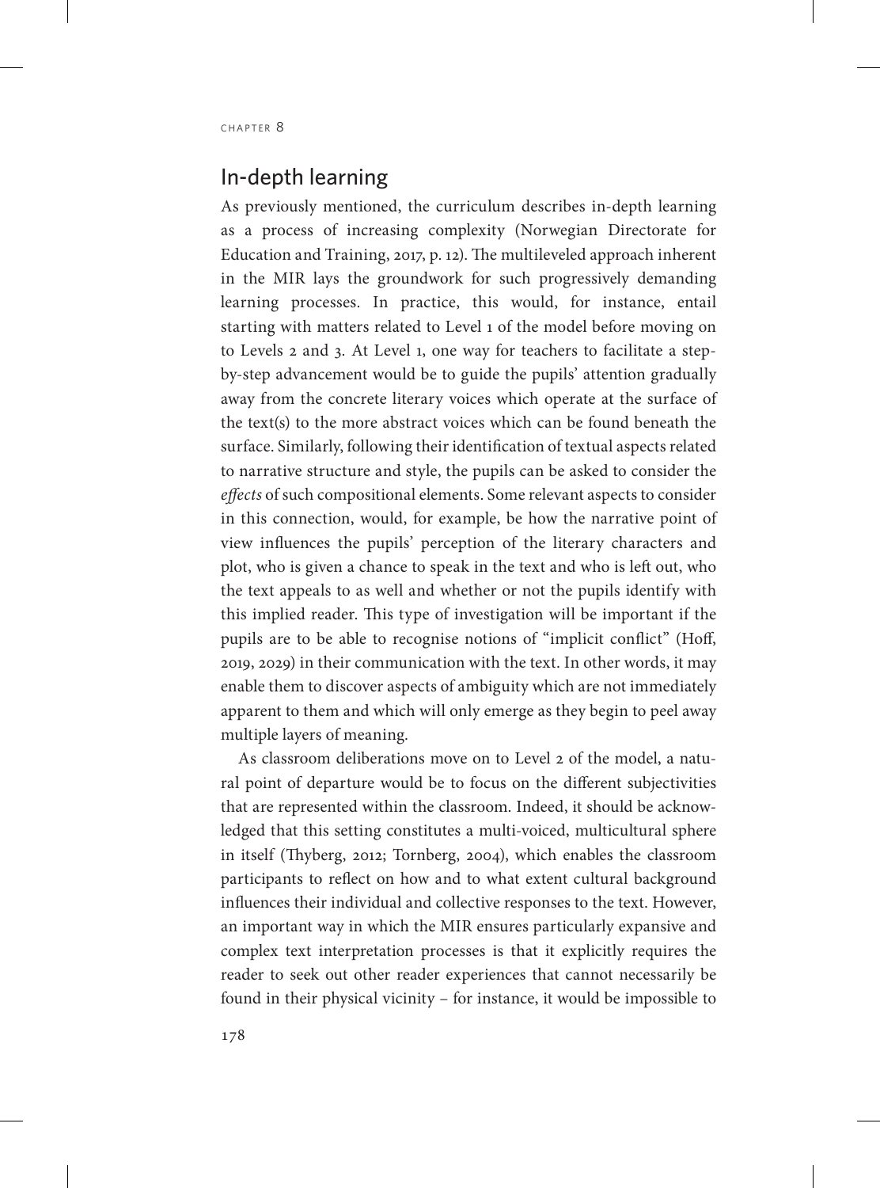## In-depth learning

As previously mentioned, the curriculum describes in-depth learning as a process of increasing complexity (Norwegian Directorate for Education and Training, 2017, p. 12). The multileveled approach inherent in the MIR lays the groundwork for such progressively demanding learning processes. In practice, this would, for instance, entail starting with matters related to Level 1 of the model before moving on to Levels 2 and 3. At Level 1, one way for teachers to facilitate a step-by-step advancement would be to guide the pupils' attention gradually away from the concrete literary voices which operate at the surface of the text(s) to the more abstract voices which can be found beneath the surface. Similarly, following their identification of textual aspects related to narrative structure and style, the pupils can be asked to consider the *effects* of such compositional elements. Some relevant aspects to consider in this connection, would, for example, be how the narrative point of view influences the pupils' perception of the literary characters and plot, who is given a chance to speak in the text and who is left out, who the text appeals to as well and whether or not the pupils identify with this implied reader. This type of investigation will be important if the pupils are to be able to recognise notions of "implicit conflict" (Hoff, 2019, 2029) in their communication with the text. In other words, it may enable them to discover aspects of ambiguity which are not immediately apparent to them and which will only emerge as they begin to peel away multiple layers of meaning.

As classroom deliberations move on to Level 2 of the model, a natural point of departure would be to focus on the different subjectivities that are represented within the classroom. Indeed, it should be acknowledged that this setting constitutes a multi-voiced, multicultural sphere in itself (Thyberg, 2012; Tornberg, 2004), which enables the classroom participants to reflect on how and to what extent cultural background influences their individual and collective responses to the text. However, an important way in which the MIR ensures particularly expansive and complex text interpretation processes is that it explicitly requires the reader to seek out other reader experiences that cannot necessarily be found in their physical vicinity – for instance, it would be impossible to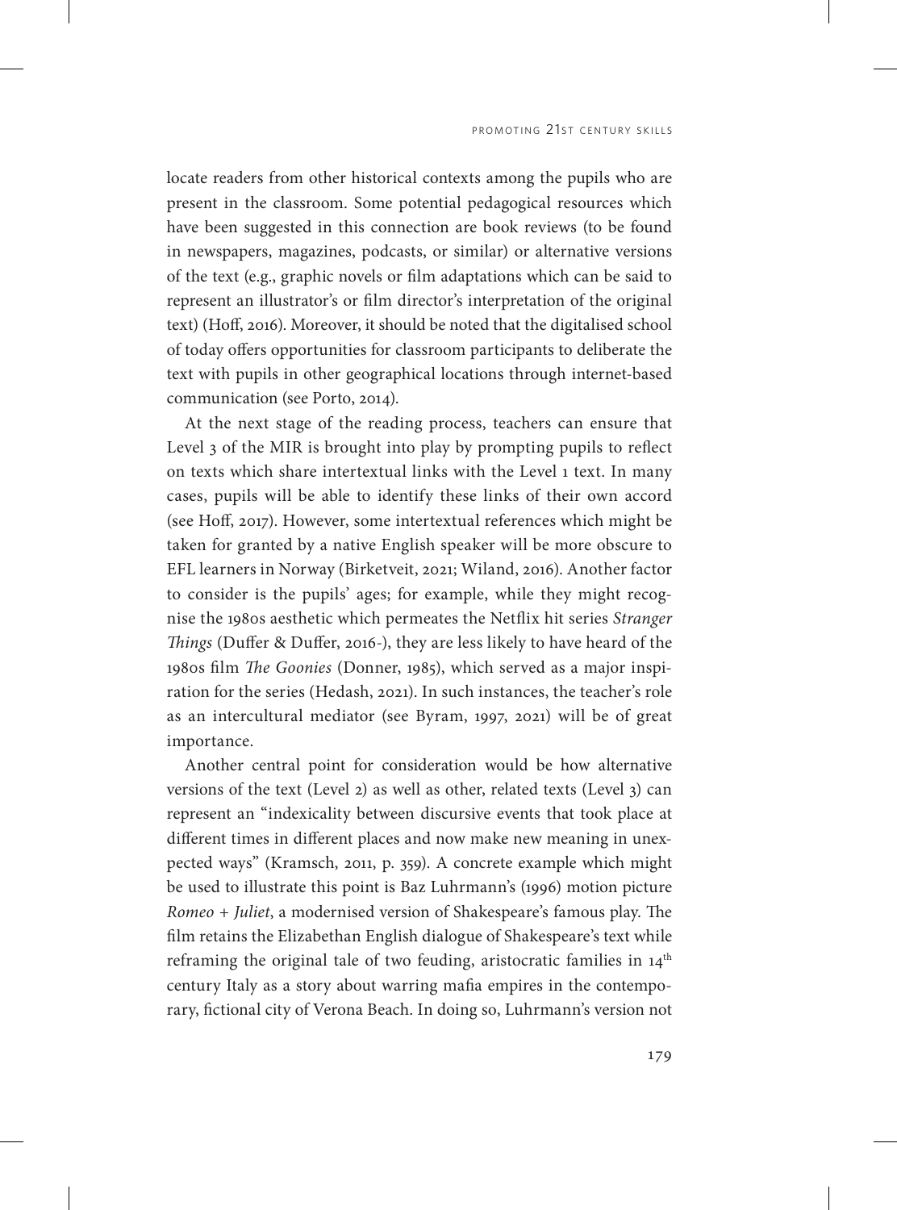locate readers from other historical contexts among the pupils who are present in the classroom. Some potential pedagogical resources which have been suggested in this connection are book reviews (to be found in newspapers, magazines, podcasts, or similar) or alternative versions of the text (e.g., graphic novels or film adaptations which can be said to represent an illustrator's or film director's interpretation of the original text) (Hoff, 2016). Moreover, it should be noted that the digitalised school of today offers opportunities for classroom participants to deliberate the text with pupils in other geographical locations through internet-based communication (see Porto, 2014).

At the next stage of the reading process, teachers can ensure that Level 3 of the MIR is brought into play by prompting pupils to reflect on texts which share intertextual links with the Level 1 text. In many cases, pupils will be able to identify these links of their own accord (see Hoff, 2017). However, some intertextual references which might be taken for granted by a native English speaker will be more obscure to EFL learners in Norway (Birketveit, 2021; Wiland, 2016). Another factor to consider is the pupils' ages; for example, while they might recognise the 1980s aesthetic which permeates the Netflix hit series *Stranger Things* (Duffer & Duffer, 2016-), they are less likely to have heard of the 1980s film *The Goonies* (Donner, 1985), which served as a major inspiration for the series (Hedash, 2021). In such instances, the teacher's role as an intercultural mediator (see Byram, 1997, 2021) will be of great importance.

Another central point for consideration would be how alternative versions of the text (Level 2) as well as other, related texts (Level 3) can represent an "indexicality between discursive events that took place at different times in different places and now make new meaning in unexpected ways" (Kramsch, 2011, p. 359). A concrete example which might be used to illustrate this point is Baz Luhrmann's (1996) motion picture *Romeo + Juliet*, a modernised version of Shakespeare's famous play. The film retains the Elizabethan English dialogue of Shakespeare's text while reframing the original tale of two feuding, aristocratic families in 14th century Italy as a story about warring mafia empires in the contemporary, fictional city of Verona Beach. In doing so, Luhrmann's version not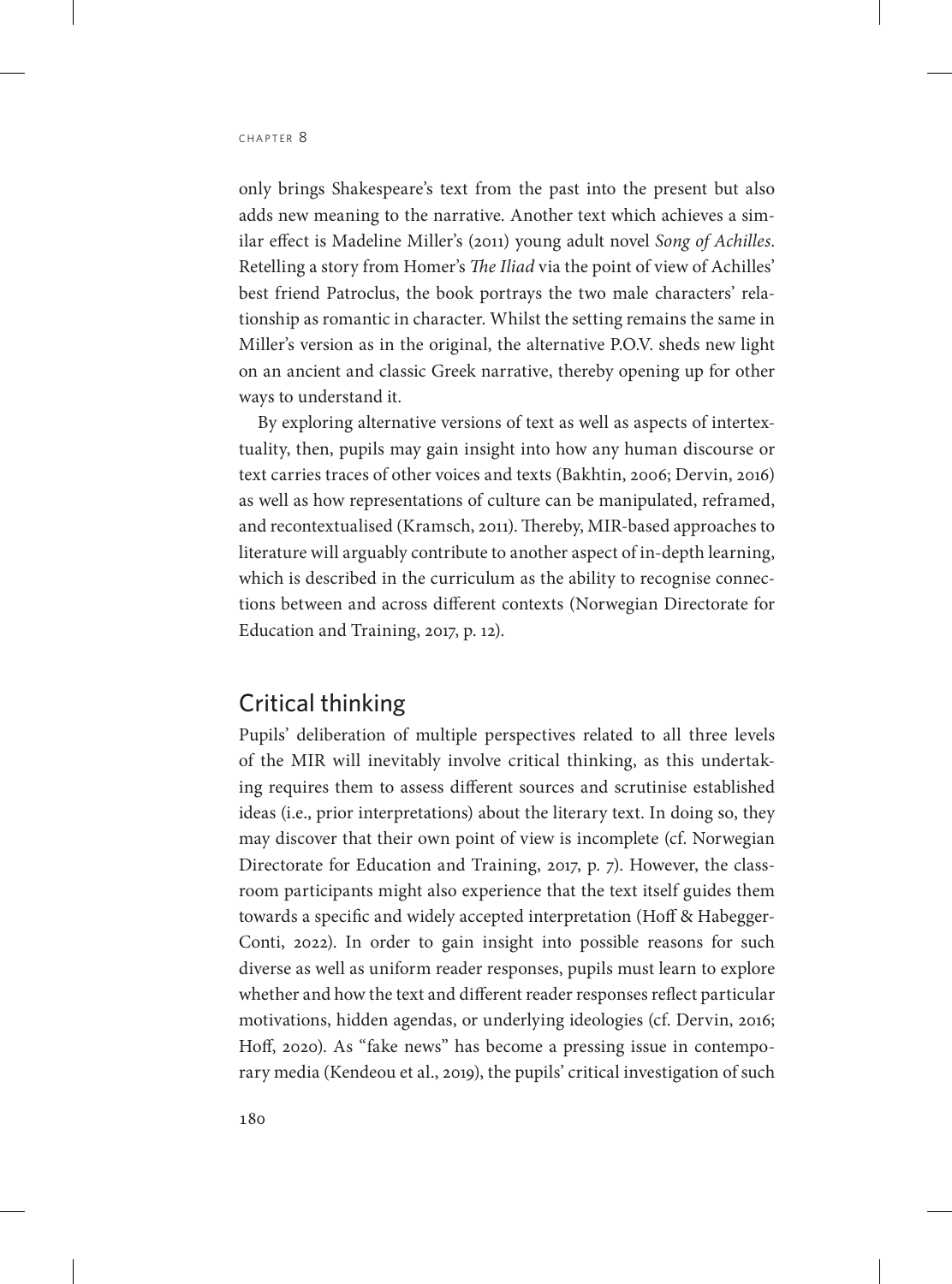only brings Shakespeare's text from the past into the present but also adds new meaning to the narrative. Another text which achieves a similar effect is Madeline Miller's (2011) young adult novel *Song of Achilles*. Retelling a story from Homer's *The Iliad* via the point of view of Achilles' best friend Patroclus, the book portrays the two male characters' relationship as romantic in character. Whilst the setting remains the same in Miller's version as in the original, the alternative P.O.V. sheds new light on an ancient and classic Greek narrative, thereby opening up for other ways to understand it.

By exploring alternative versions of text as well as aspects of intertextuality, then, pupils may gain insight into how any human discourse or text carries traces of other voices and texts (Bakhtin, 2006; Dervin, 2016) as well as how representations of culture can be manipulated, reframed, and recontextualised (Kramsch, 2011). Thereby, MIR-based approaches to literature will arguably contribute to another aspect of in-depth learning, which is described in the curriculum as the ability to recognise connections between and across different contexts (Norwegian Directorate for Education and Training, 2017, p. 12).

## Critical thinking

Pupils' deliberation of multiple perspectives related to all three levels of the MIR will inevitably involve critical thinking, as this undertaking requires them to assess different sources and scrutinise established ideas (i.e., prior interpretations) about the literary text. In doing so, they may discover that their own point of view is incomplete (cf. Norwegian Directorate for Education and Training, 2017, p. 7). However, the classroom participants might also experience that the text itself guides them towards a specific and widely accepted interpretation (Hoff & Habegger-Conti, 2022). In order to gain insight into possible reasons for such diverse as well as uniform reader responses, pupils must learn to explore whether and how the text and different reader responses reflect particular motivations, hidden agendas, or underlying ideologies (cf. Dervin, 2016; Hoff, 2020). As "fake news" has become a pressing issue in contemporary media (Kendeou et al., 2019), the pupils' critical investigation of such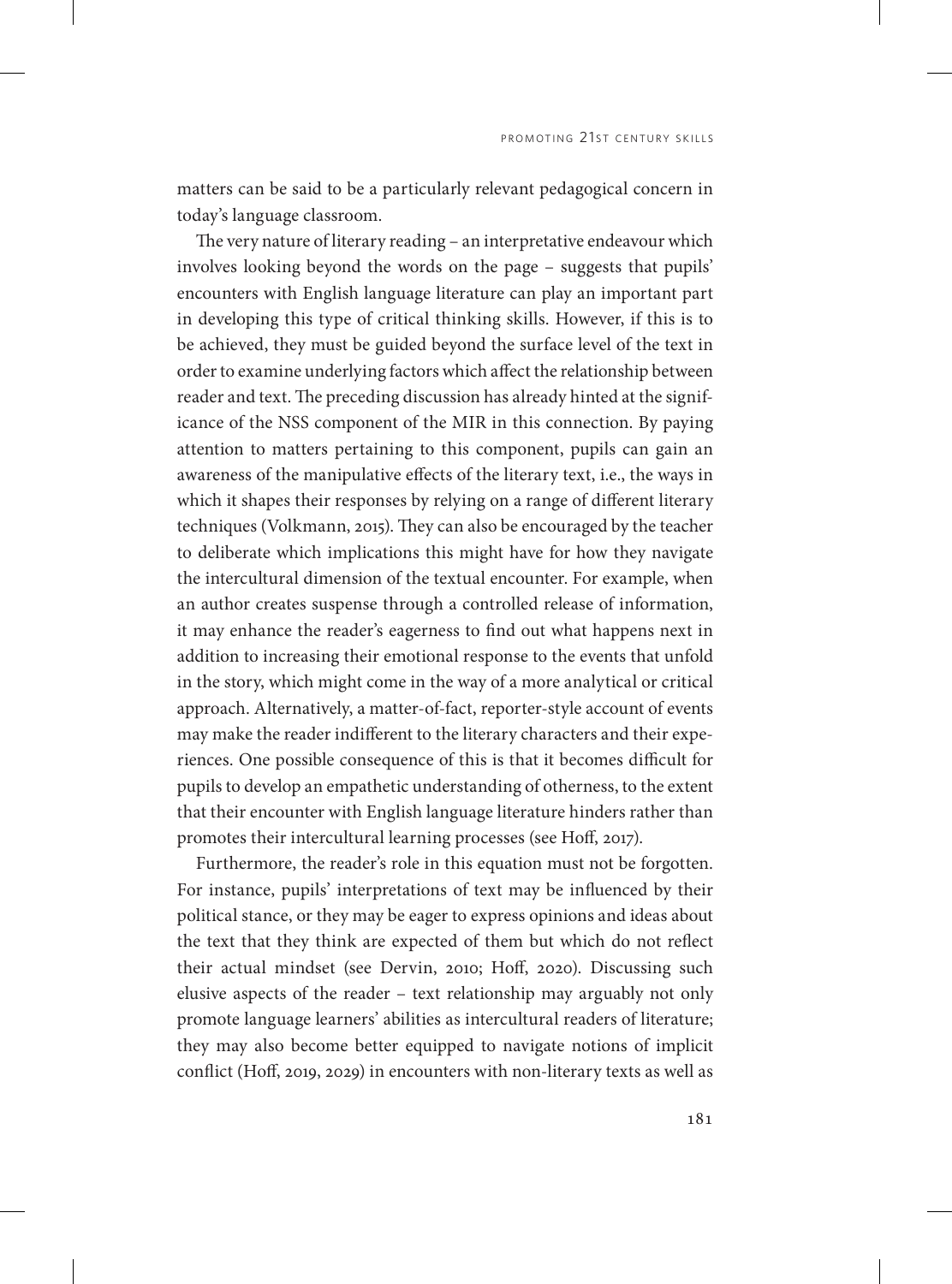matters can be said to be a particularly relevant pedagogical concern in today's language classroom.

The very nature of literary reading – an interpretative endeavour which involves looking beyond the words on the page – suggests that pupils' encounters with English language literature can play an important part in developing this type of critical thinking skills. However, if this is to be achieved, they must be guided beyond the surface level of the text in order to examine underlying factors which affect the relationship between reader and text. The preceding discussion has already hinted at the significance of the NSS component of the MIR in this connection. By paying attention to matters pertaining to this component, pupils can gain an awareness of the manipulative effects of the literary text, i.e., the ways in which it shapes their responses by relying on a range of different literary techniques (Volkmann, 2015). They can also be encouraged by the teacher to deliberate which implications this might have for how they navigate the intercultural dimension of the textual encounter. For example, when an author creates suspense through a controlled release of information, it may enhance the reader's eagerness to find out what happens next in addition to increasing their emotional response to the events that unfold in the story, which might come in the way of a more analytical or critical approach. Alternatively, a matter-of-fact, reporter-style account of events may make the reader indifferent to the literary characters and their experiences. One possible consequence of this is that it becomes difficult for pupils to develop an empathetic understanding of otherness, to the extent that their encounter with English language literature hinders rather than promotes their intercultural learning processes (see Hoff, 2017).

Furthermore, the reader's role in this equation must not be forgotten. For instance, pupils' interpretations of text may be influenced by their political stance, or they may be eager to express opinions and ideas about the text that they think are expected of them but which do not reflect their actual mindset (see Dervin, 2010; Hoff, 2020). Discussing such elusive aspects of the reader – text relationship may arguably not only promote language learners' abilities as intercultural readers of literature; they may also become better equipped to navigate notions of implicit conflict (Hoff, 2019, 2029) in encounters with non-literary texts as well as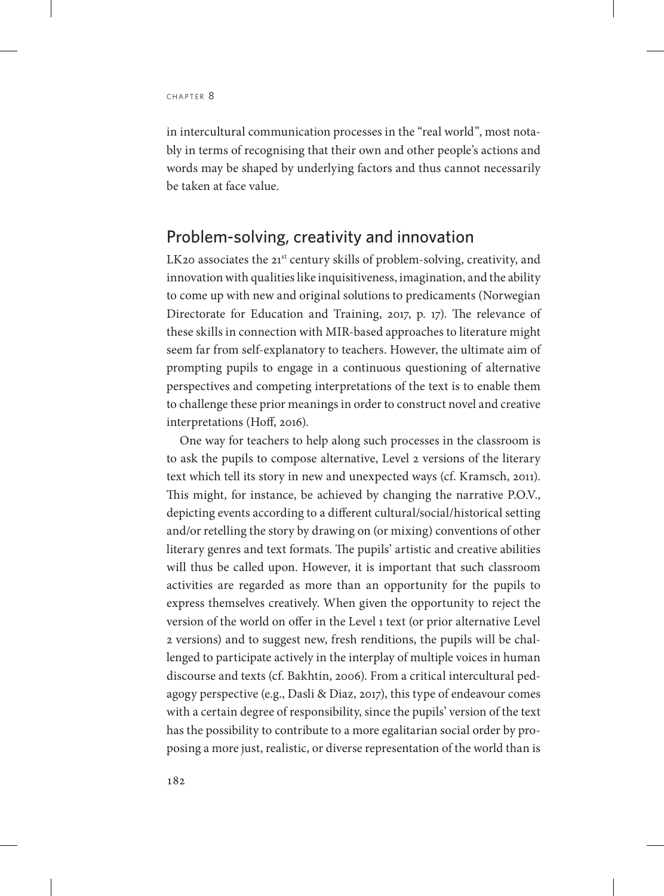in intercultural communication processes in the "real world", most notably in terms of recognising that their own and other people's actions and words may be shaped by underlying factors and thus cannot necessarily be taken at face value.

## Problem-solving, creativity and innovation

LK20 associates the 21st century skills of problem-solving, creativity, and innovation with qualities like inquisitiveness, imagination, and the ability to come up with new and original solutions to predicaments (Norwegian Directorate for Education and Training, 2017, p. 17). The relevance of these skills in connection with MIR-based approaches to literature might seem far from self-explanatory to teachers. However, the ultimate aim of prompting pupils to engage in a continuous questioning of alternative perspectives and competing interpretations of the text is to enable them to challenge these prior meanings in order to construct novel and creative interpretations (Hoff, 2016).

One way for teachers to help along such processes in the classroom is to ask the pupils to compose alternative, Level 2 versions of the literary text which tell its story in new and unexpected ways (cf. Kramsch, 2011). This might, for instance, be achieved by changing the narrative P.O.V., depicting events according to a different cultural/social/historical setting and/or retelling the story by drawing on (or mixing) conventions of other literary genres and text formats. The pupils' artistic and creative abilities will thus be called upon. However, it is important that such classroom activities are regarded as more than an opportunity for the pupils to express themselves creatively. When given the opportunity to reject the version of the world on offer in the Level 1 text (or prior alternative Level 2 versions) and to suggest new, fresh renditions, the pupils will be challenged to participate actively in the interplay of multiple voices in human discourse and texts (cf. Bakhtin, 2006). From a critical intercultural pedagogy perspective (e.g., Dasli & Diaz, 2017), this type of endeavour comes with a certain degree of responsibility, since the pupils' version of the text has the possibility to contribute to a more egalitarian social order by proposing a more just, realistic, or diverse representation of the world than is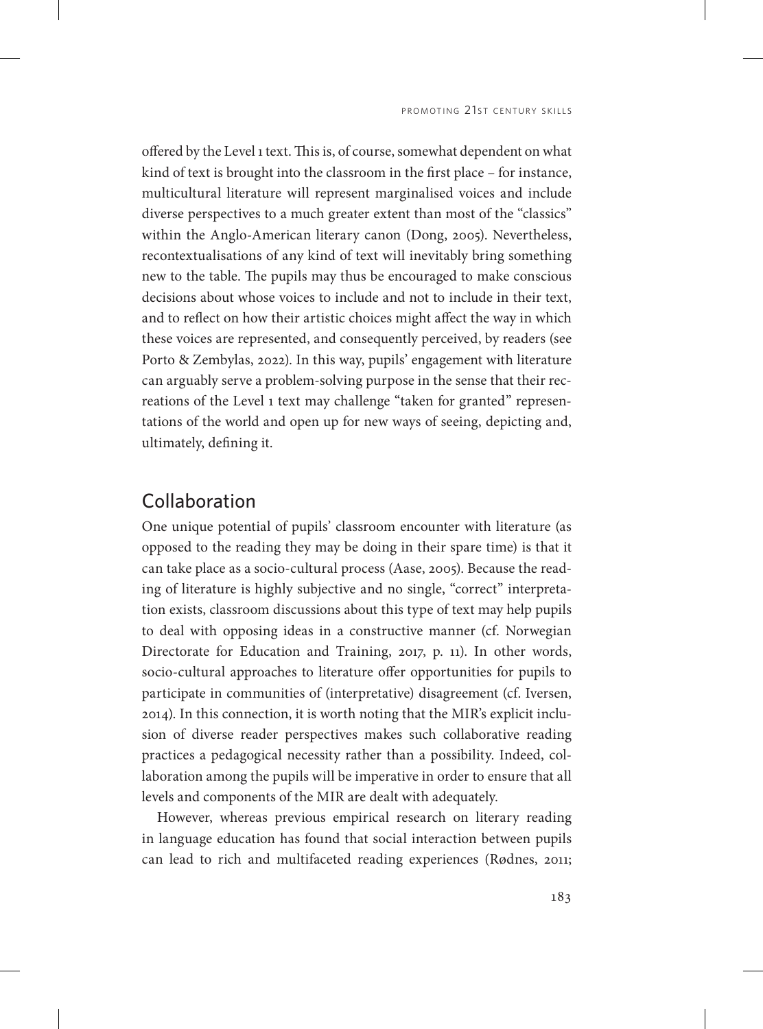offered by the Level 1 text. This is, of course, somewhat dependent on what kind of text is brought into the classroom in the first place – for instance, multicultural literature will represent marginalised voices and include diverse perspectives to a much greater extent than most of the "classics" within the Anglo-American literary canon (Dong, 2005). Nevertheless, recontextualisations of any kind of text will inevitably bring something new to the table. The pupils may thus be encouraged to make conscious decisions about whose voices to include and not to include in their text, and to reflect on how their artistic choices might affect the way in which these voices are represented, and consequently perceived, by readers (see Porto & Zembylas, 2022). In this way, pupils' engagement with literature can arguably serve a problem-solving purpose in the sense that their recreations of the Level 1 text may challenge "taken for granted" representations of the world and open up for new ways of seeing, depicting and, ultimately, defining it.

## Collaboration

One unique potential of pupils' classroom encounter with literature (as opposed to the reading they may be doing in their spare time) is that it can take place as a socio-cultural process (Aase, 2005). Because the reading of literature is highly subjective and no single, "correct" interpretation exists, classroom discussions about this type of text may help pupils to deal with opposing ideas in a constructive manner (cf. Norwegian Directorate for Education and Training, 2017, p. 11). In other words, socio-cultural approaches to literature offer opportunities for pupils to participate in communities of (interpretative) disagreement (cf. Iversen, 2014). In this connection, it is worth noting that the MIR's explicit inclusion of diverse reader perspectives makes such collaborative reading practices a pedagogical necessity rather than a possibility. Indeed, collaboration among the pupils will be imperative in order to ensure that all levels and components of the MIR are dealt with adequately.

However, whereas previous empirical research on literary reading in language education has found that social interaction between pupils can lead to rich and multifaceted reading experiences (Rødnes, 2011;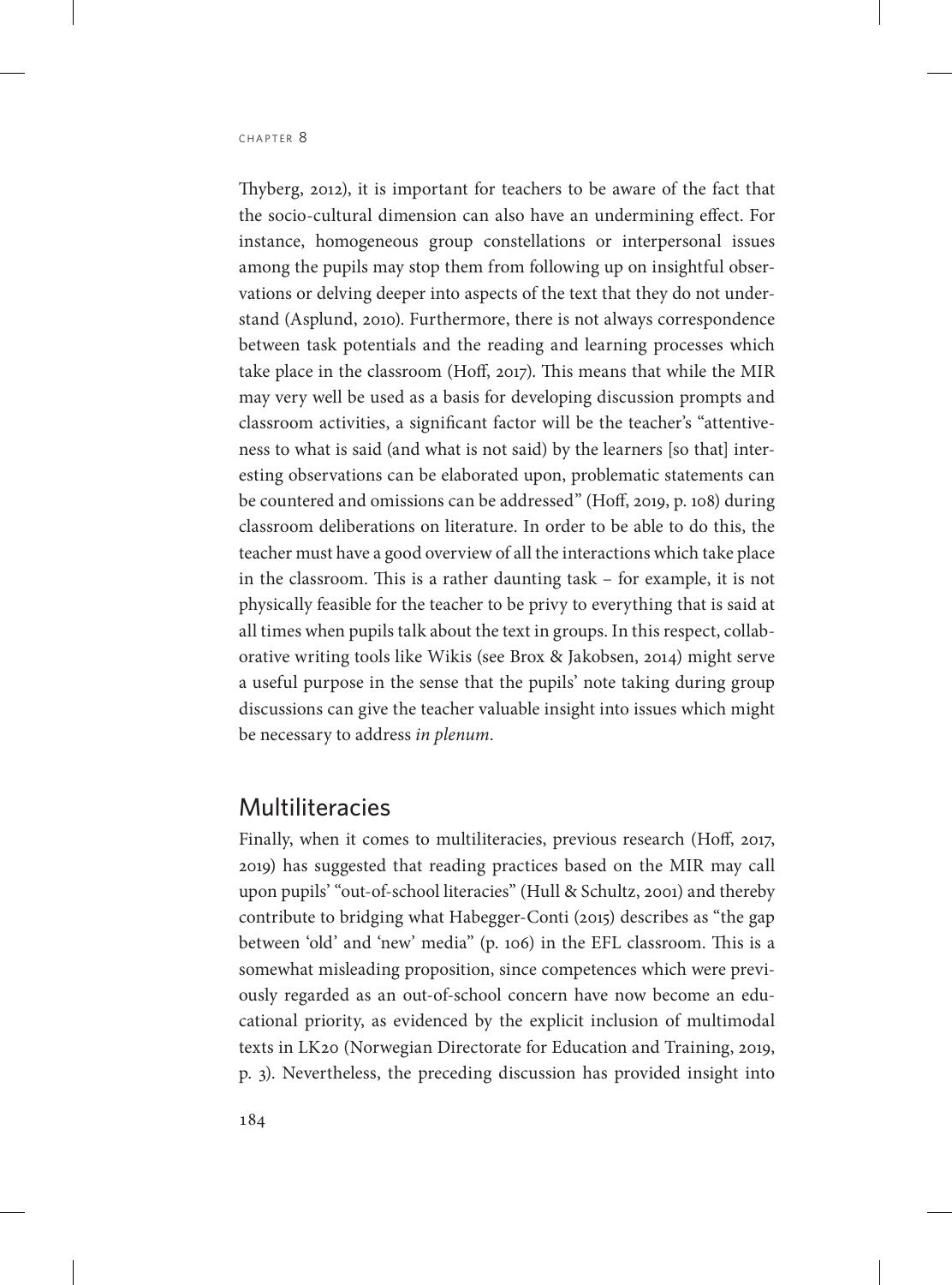Thyberg, 2012), it is important for teachers to be aware of the fact that the socio-cultural dimension can also have an undermining effect. For instance, homogeneous group constellations or interpersonal issues among the pupils may stop them from following up on insightful observations or delving deeper into aspects of the text that they do not understand (Asplund, 2010). Furthermore, there is not always correspondence between task potentials and the reading and learning processes which take place in the classroom (Hoff, 2017). This means that while the MIR may very well be used as a basis for developing discussion prompts and classroom activities, a significant factor will be the teacher's "attentiveness to what is said (and what is not said) by the learners [so that] interesting observations can be elaborated upon, problematic statements can be countered and omissions can be addressed" (Hoff, 2019, p. 108) during classroom deliberations on literature. In order to be able to do this, the teacher must have a good overview of all the interactions which take place in the classroom. This is a rather daunting task – for example, it is not physically feasible for the teacher to be privy to everything that is said at all times when pupils talk about the text in groups. In this respect, collaborative writing tools like Wikis (see Brox & Jakobsen, 2014) might serve a useful purpose in the sense that the pupils' note taking during group discussions can give the teacher valuable insight into issues which might be necessary to address *in plenum*.

## Multiliteracies

Finally, when it comes to multiliteracies, previous research (Hoff, 2017, 2019) has suggested that reading practices based on the MIR may call upon pupils' "out-of-school literacies" (Hull & Schultz, 2001) and thereby contribute to bridging what Habegger-Conti (2015) describes as "the gap between 'old' and 'new' media" (p. 106) in the EFL classroom. This is a somewhat misleading proposition, since competences which were previously regarded as an out-of-school concern have now become an educational priority, as evidenced by the explicit inclusion of multimodal texts in LK20 (Norwegian Directorate for Education and Training, 2019, p. 3). Nevertheless, the preceding discussion has provided insight into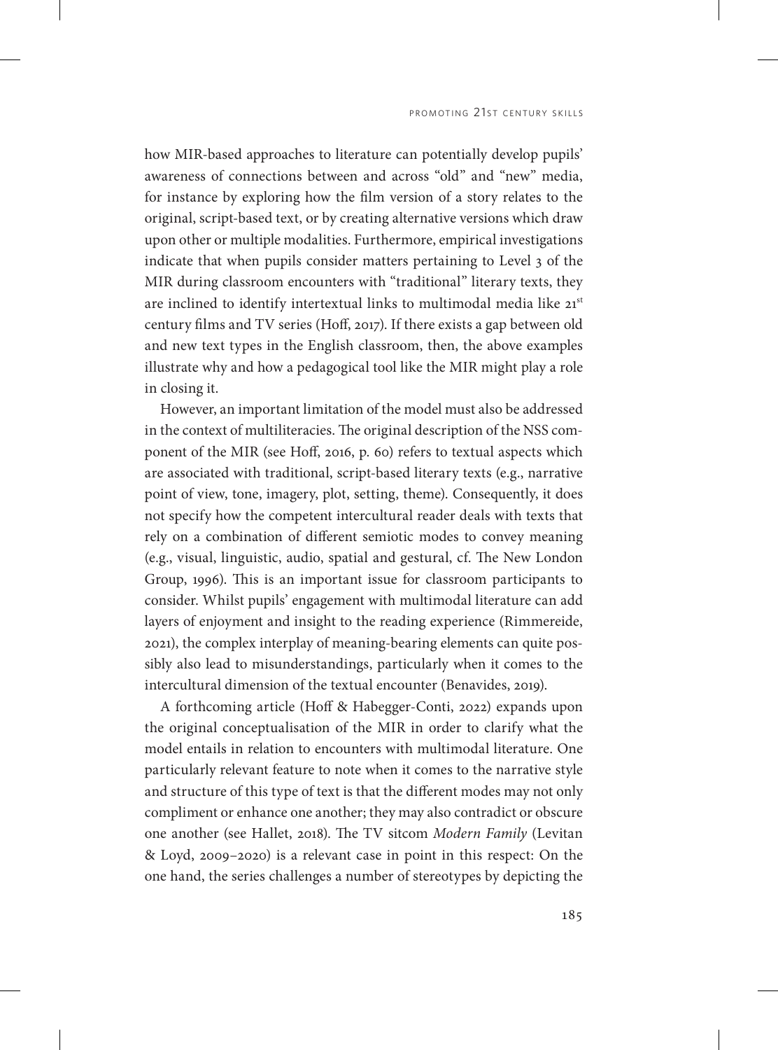how MIR-based approaches to literature can potentially develop pupils' awareness of connections between and across "old" and "new" media, for instance by exploring how the film version of a story relates to the original, script-based text, or by creating alternative versions which draw upon other or multiple modalities. Furthermore, empirical investigations indicate that when pupils consider matters pertaining to Level 3 of the MIR during classroom encounters with "traditional" literary texts, they are inclined to identify intertextual links to multimodal media like 21st century films and TV series (Hoff, 2017). If there exists a gap between old and new text types in the English classroom, then, the above examples illustrate why and how a pedagogical tool like the MIR might play a role in closing it.

However, an important limitation of the model must also be addressed in the context of multiliteracies. The original description of the NSS component of the MIR (see Hoff, 2016, p. 60) refers to textual aspects which are associated with traditional, script-based literary texts (e.g., narrative point of view, tone, imagery, plot, setting, theme). Consequently, it does not specify how the competent intercultural reader deals with texts that rely on a combination of different semiotic modes to convey meaning (e.g., visual, linguistic, audio, spatial and gestural, cf. The New London Group, 1996). This is an important issue for classroom participants to consider. Whilst pupils' engagement with multimodal literature can add layers of enjoyment and insight to the reading experience (Rimmereide, 2021), the complex interplay of meaning-bearing elements can quite possibly also lead to misunderstandings, particularly when it comes to the intercultural dimension of the textual encounter (Benavides, 2019).

A forthcoming article (Hoff & Habegger-Conti, 2022) expands upon the original conceptualisation of the MIR in order to clarify what the model entails in relation to encounters with multimodal literature. One particularly relevant feature to note when it comes to the narrative style and structure of this type of text is that the different modes may not only compliment or enhance one another; they may also contradict or obscure one another (see Hallet, 2018). The TV sitcom *Modern Family* (Levitan & Loyd, 2009–2020) is a relevant case in point in this respect: On the one hand, the series challenges a number of stereotypes by depicting the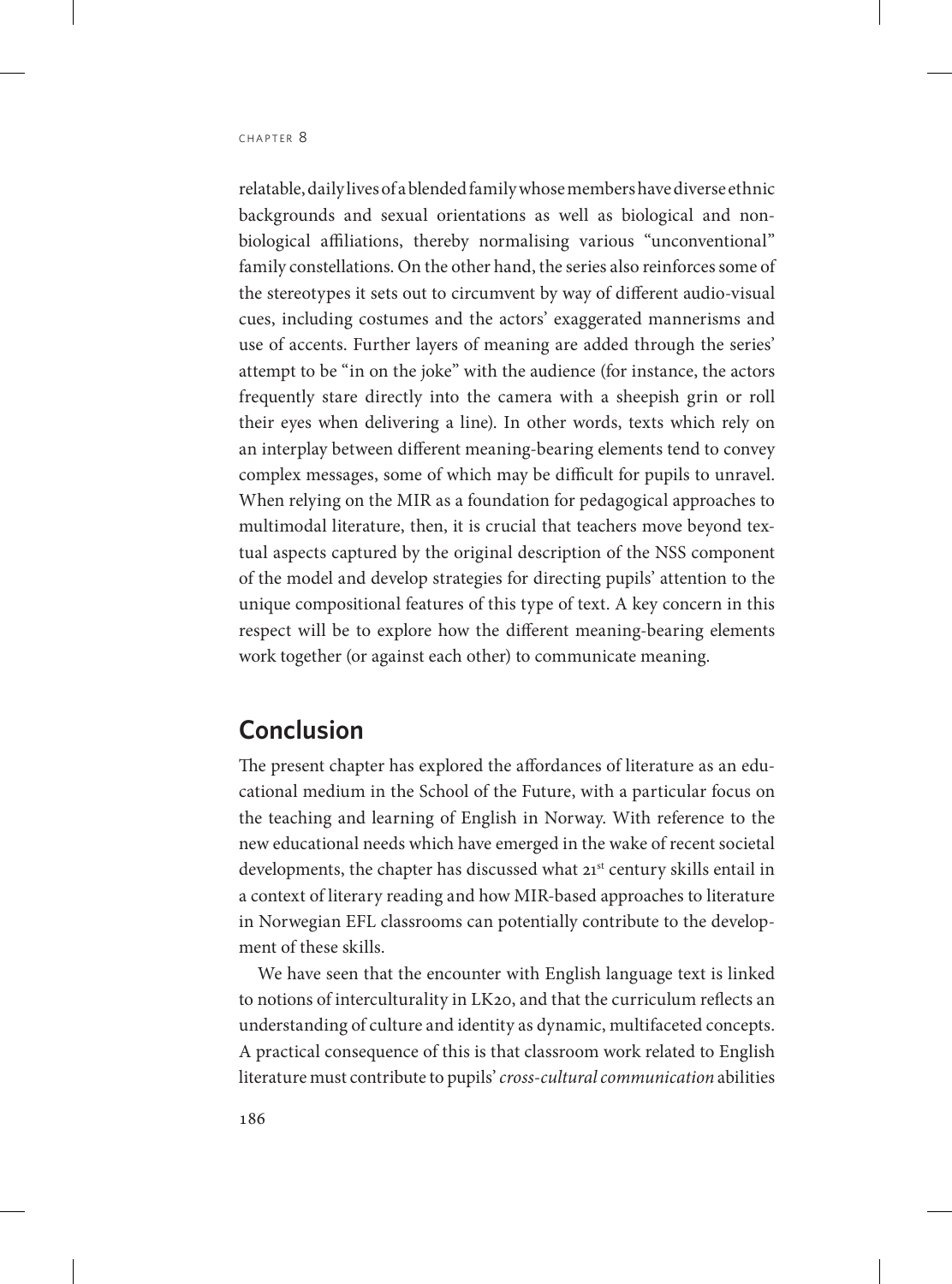relatable, daily lives of a blended family whose members have diverse ethnic backgrounds and sexual orientations as well as biological and non-biological affiliations, thereby normalising various "unconventional" family constellations. On the other hand, the series also reinforces some of the stereotypes it sets out to circumvent by way of different audio-visual cues, including costumes and the actors' exaggerated mannerisms and use of accents. Further layers of meaning are added through the series' attempt to be "in on the joke" with the audience (for instance, the actors frequently stare directly into the camera with a sheepish grin or roll their eyes when delivering a line). In other words, texts which rely on an interplay between different meaning-bearing elements tend to convey complex messages, some of which may be difficult for pupils to unravel. When relying on the MIR as a foundation for pedagogical approaches to multimodal literature, then, it is crucial that teachers move beyond textual aspects captured by the original description of the NSS component of the model and develop strategies for directing pupils' attention to the unique compositional features of this type of text. A key concern in this respect will be to explore how the different meaning-bearing elements work together (or against each other) to communicate meaning.

## Conclusion

The present chapter has explored the affordances of literature as an educational medium in the School of the Future, with a particular focus on the teaching and learning of English in Norway. With reference to the new educational needs which have emerged in the wake of recent societal developments, the chapter has discussed what 21st century skills entail in a context of literary reading and how MIR-based approaches to literature in Norwegian EFL classrooms can potentially contribute to the development of these skills.

We have seen that the encounter with English language text is linked to notions of interculturality in LK20, and that the curriculum reflects an understanding of culture and identity as dynamic, multifaceted concepts. A practical consequence of this is that classroom work related to English literature must contribute to pupils' *cross-cultural communication* abilities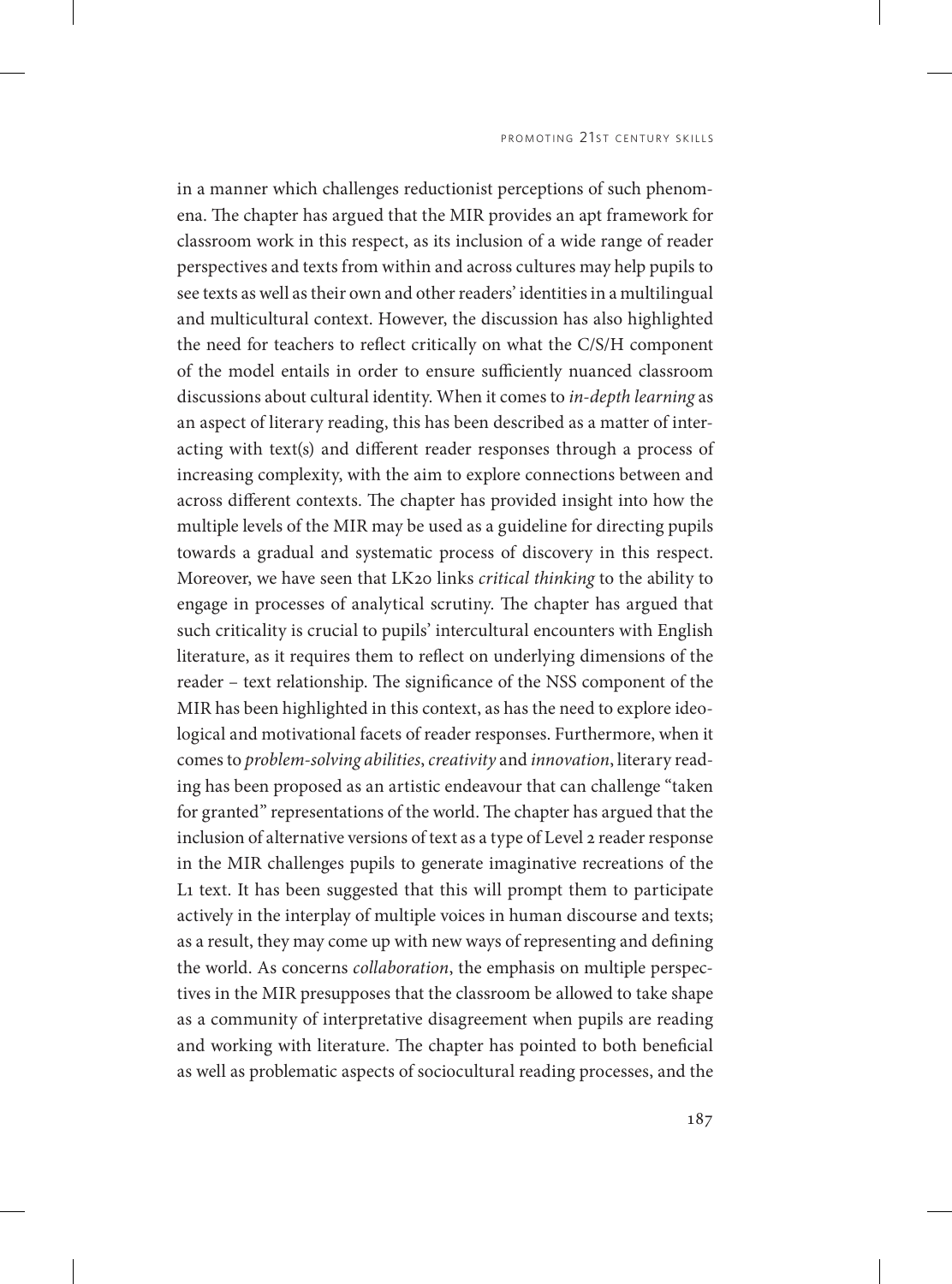in a manner which challenges reductionist perceptions of such phenomena. The chapter has argued that the MIR provides an apt framework for classroom work in this respect, as its inclusion of a wide range of reader perspectives and texts from within and across cultures may help pupils to see texts as well as their own and other readers' identities in a multilingual and multicultural context. However, the discussion has also highlighted the need for teachers to reflect critically on what the C/S/H component of the model entails in order to ensure sufficiently nuanced classroom discussions about cultural identity. When it comes to *in-depth learning* as an aspect of literary reading, this has been described as a matter of interacting with text(s) and different reader responses through a process of increasing complexity, with the aim to explore connections between and across different contexts. The chapter has provided insight into how the multiple levels of the MIR may be used as a guideline for directing pupils towards a gradual and systematic process of discovery in this respect. Moreover, we have seen that LK20 links *critical thinking* to the ability to engage in processes of analytical scrutiny. The chapter has argued that such criticality is crucial to pupils' intercultural encounters with English literature, as it requires them to reflect on underlying dimensions of the reader – text relationship. The significance of the NSS component of the MIR has been highlighted in this context, as has the need to explore ideological and motivational facets of reader responses. Furthermore, when it comes to *problem-solving abilities*, *creativity* and *innovation*, literary reading has been proposed as an artistic endeavour that can challenge "taken for granted" representations of the world. The chapter has argued that the inclusion of alternative versions of text as a type of Level 2 reader response in the MIR challenges pupils to generate imaginative recreations of the L1 text. It has been suggested that this will prompt them to participate actively in the interplay of multiple voices in human discourse and texts; as a result, they may come up with new ways of representing and defining the world. As concerns *collaboration*, the emphasis on multiple perspectives in the MIR presupposes that the classroom be allowed to take shape as a community of interpretative disagreement when pupils are reading and working with literature. The chapter has pointed to both beneficial as well as problematic aspects of sociocultural reading processes, and the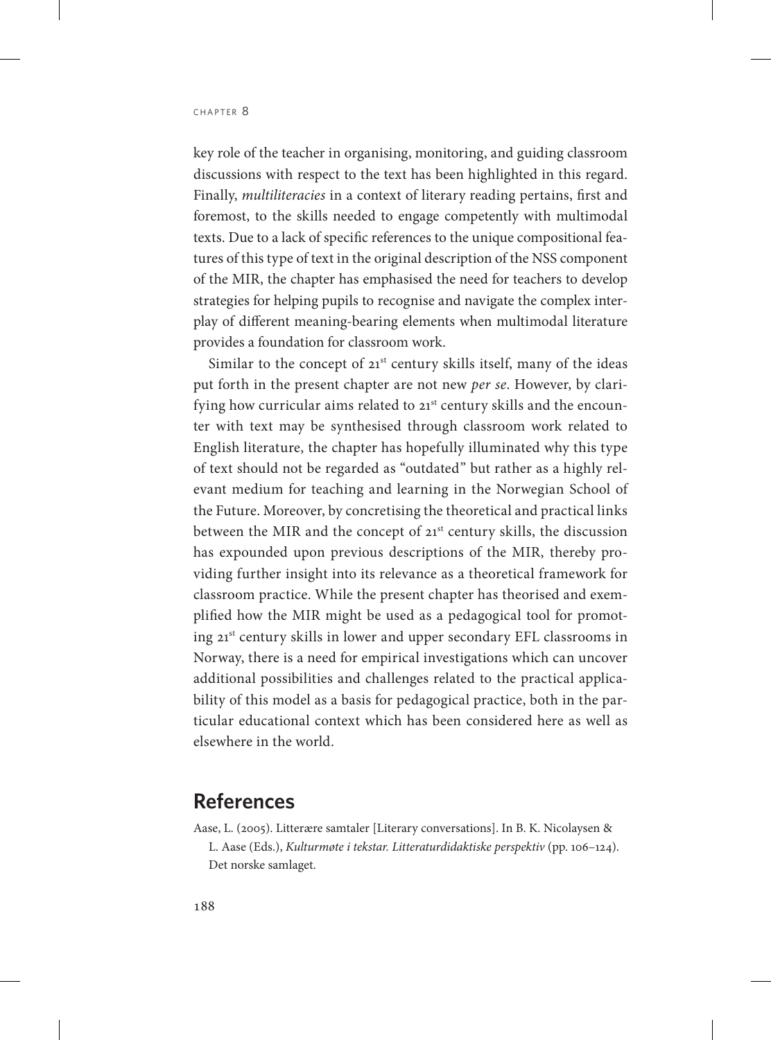key role of the teacher in organising, monitoring, and guiding classroom discussions with respect to the text has been highlighted in this regard. Finally, *multiliteracies* in a context of literary reading pertains, first and foremost, to the skills needed to engage competently with multimodal texts. Due to a lack of specific references to the unique compositional features of this type of text in the original description of the NSS component of the MIR, the chapter has emphasised the need for teachers to develop strategies for helping pupils to recognise and navigate the complex interplay of different meaning-bearing elements when multimodal literature provides a foundation for classroom work.

Similar to the concept of 21st century skills itself, many of the ideas put forth in the present chapter are not new *per se*. However, by clarifying how curricular aims related to 21st century skills and the encounter with text may be synthesised through classroom work related to English literature, the chapter has hopefully illuminated why this type of text should not be regarded as "outdated" but rather as a highly relevant medium for teaching and learning in the Norwegian School of the Future. Moreover, by concretising the theoretical and practical links between the MIR and the concept of 21st century skills, the discussion has expounded upon previous descriptions of the MIR, thereby providing further insight into its relevance as a theoretical framework for classroom practice. While the present chapter has theorised and exemplified how the MIR might be used as a pedagogical tool for promoting 21st century skills in lower and upper secondary EFL classrooms in Norway, there is a need for empirical investigations which can uncover additional possibilities and challenges related to the practical applicability of this model as a basis for pedagogical practice, both in the particular educational context which has been considered here as well as elsewhere in the world.

## References

Aase, L. (2005). Litterære samtaler [Literary conversations]. In B. K. Nicolaysen & L. Aase (Eds.), *Kulturmøte i tekstar. Litteraturdidaktiske perspektiv* (pp. 106–124). Det norske samlaget.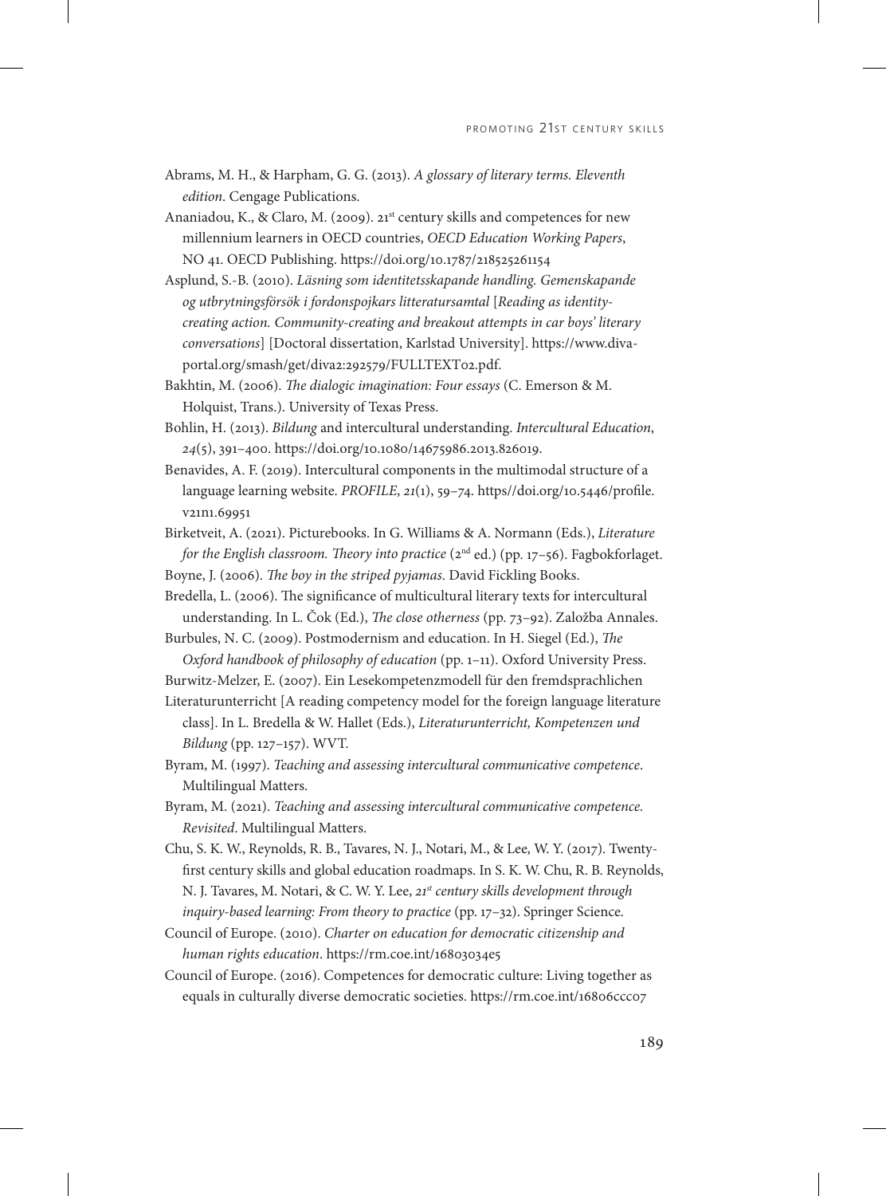Abrams, M. H., & Harpham, G. G. (2013). *A glossary of literary terms. Eleventh edition*. Cengage Publications.

Ananiadou, K., & Claro, M. (2009). 21st century skills and competences for new millennium learners in OECD countries, *OECD Education Working Papers*, NO 41. OECD Publishing. https://doi.org/10.1787/218525261154

Asplund, S.-B. (2010). *Läsning som identitetsskapande handling. Gemenskapande og utbrytningsförsök i fordonspojkars litteratursamtal* [*Reading as identity-creating action. Community-creating and breakout attempts in car boys' literary conversations*] [Doctoral dissertation, Karlstad University]. https://www.diva-portal.org/smash/get/diva2:292579/FULLTEXT02.pdf.

Bakhtin, M. (2006). *The dialogic imagination: Four essays* (C. Emerson & M. Holquist, Trans.). University of Texas Press.

Bohlin, H. (2013). *Bildung* and intercultural understanding. *Intercultural Education*, *24*(5), 391–400. https://doi.org/10.1080/14675986.2013.826019.

Benavides, A. F. (2019). Intercultural components in the multimodal structure of a language learning website. *PROFILE*, *21*(1), 59–74. https//doi.org/10.5446/profile.v21n1.69951

Birketveit, A. (2021). Picturebooks. In G. Williams & A. Normann (Eds.), *Literature for the English classroom. Theory into practice* (2nd ed.) (pp. 17–56). Fagbokforlaget.

Boyne, J. (2006). *The boy in the striped pyjamas*. David Fickling Books.

Bredella, L. (2006). The significance of multicultural literary texts for intercultural understanding. In L. Čok (Ed.), *The close otherness* (pp. 73–92). Založba Annales.

Burbules, N. C. (2009). Postmodernism and education. In H. Siegel (Ed.), *The Oxford handbook of philosophy of education* (pp. 1–11). Oxford University Press.

Burwitz-Melzer, E. (2007). Ein Lesekompetenzmodell für den fremdsprachlichen Literaturunterricht [A reading competency model for the foreign language literature class]. In L. Bredella & W. Hallet (Eds.), *Literaturunterricht, Kompetenzen und Bildung* (pp. 127–157). WVT.

Byram, M. (1997). *Teaching and assessing intercultural communicative competence*. Multilingual Matters.

Byram, M. (2021). *Teaching and assessing intercultural communicative competence. Revisited*. Multilingual Matters.

Chu, S. K. W., Reynolds, R. B., Tavares, N. J., Notari, M., & Lee, W. Y. (2017). Twenty-first century skills and global education roadmaps. In S. K. W. Chu, R. B. Reynolds, N. J. Tavares, M. Notari, & C. W. Y. Lee, *21st century skills development through inquiry-based learning: From theory to practice* (pp. 17–32). Springer Science.

Council of Europe. (2010). *Charter on education for democratic citizenship and human rights education*. https://rm.coe.int/16803034e5

Council of Europe. (2016). Competences for democratic culture: Living together as equals in culturally diverse democratic societies. https://rm.coe.int/16806ccc07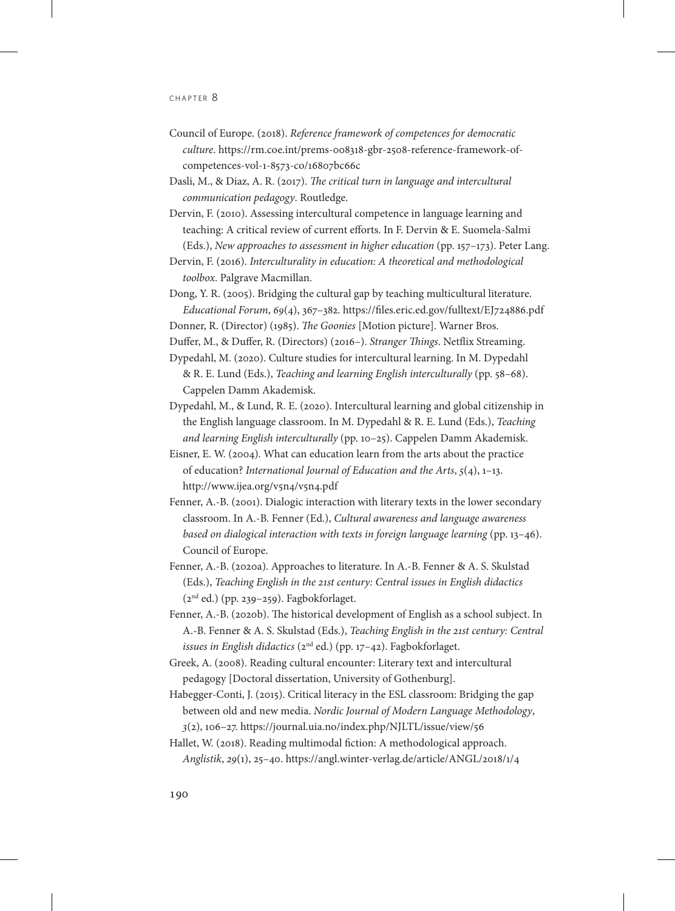Council of Europe. (2018). *Reference framework of competences for democratic culture*. https://rm.coe.int/prems-008318-gbr-2508-reference-framework-of-competences-vol-1-8573-co/16807bc66c

Dasli, M., & Diaz, A. R. (2017). *The critical turn in language and intercultural communication pedagogy*. Routledge.

Dervin, F. (2010). Assessing intercultural competence in language learning and teaching: A critical review of current efforts. In F. Dervin & E. Suomela-Salmi (Eds.), *New approaches to assessment in higher education* (pp. 157–173). Peter Lang.

Dervin, F. (2016). *Interculturality in education: A theoretical and methodological toolbox*. Palgrave Macmillan.

Dong, Y. R. (2005). Bridging the cultural gap by teaching multicultural literature. *Educational Forum*, *69*(4), 367–382. https://files.eric.ed.gov/fulltext/EJ724886.pdf

Donner, R. (Director) (1985). *The Goonies* [Motion picture]. Warner Bros.

Duffer, M., & Duffer, R. (Directors) (2016–). *Stranger Things*. Netflix Streaming.

Dypedahl, M. (2020). Culture studies for intercultural learning. In M. Dypedahl & R. E. Lund (Eds.), *Teaching and learning English interculturally* (pp. 58–68). Cappelen Damm Akademisk.

Dypedahl, M., & Lund, R. E. (2020). Intercultural learning and global citizenship in the English language classroom. In M. Dypedahl & R. E. Lund (Eds.), *Teaching and learning English interculturally* (pp. 10–25). Cappelen Damm Akademisk.

Eisner, E. W. (2004). What can education learn from the arts about the practice of education? *International Journal of Education and the Arts*, *5*(4), 1–13. http://www.ijea.org/v5n4/v5n4.pdf

Fenner, A.-B. (2001). Dialogic interaction with literary texts in the lower secondary classroom. In A.-B. Fenner (Ed.), *Cultural awareness and language awareness based on dialogical interaction with texts in foreign language learning* (pp. 13–46). Council of Europe.

Fenner, A.-B. (2020a). Approaches to literature. In A.-B. Fenner & A. S. Skulstad (Eds.), *Teaching English in the 21st century: Central issues in English didactics* (2nd ed.) (pp. 239–259). Fagbokforlaget.

Fenner, A.-B. (2020b). The historical development of English as a school subject. In A.-B. Fenner & A. S. Skulstad (Eds.), *Teaching English in the 21st century: Central issues in English didactics* (2nd ed.) (pp. 17–42). Fagbokforlaget.

Greek, A. (2008). Reading cultural encounter: Literary text and intercultural pedagogy [Doctoral dissertation, University of Gothenburg].

Habegger-Conti, J. (2015). Critical literacy in the ESL classroom: Bridging the gap between old and new media. *Nordic Journal of Modern Language Methodology*, *3*(2), 106–27. https://journal.uia.no/index.php/NJLTL/issue/view/56

Hallet, W. (2018). Reading multimodal fiction: A methodological approach. *Anglistik*, *29*(1), 25–40. https://angl.winter-verlag.de/article/ANGL/2018/1/4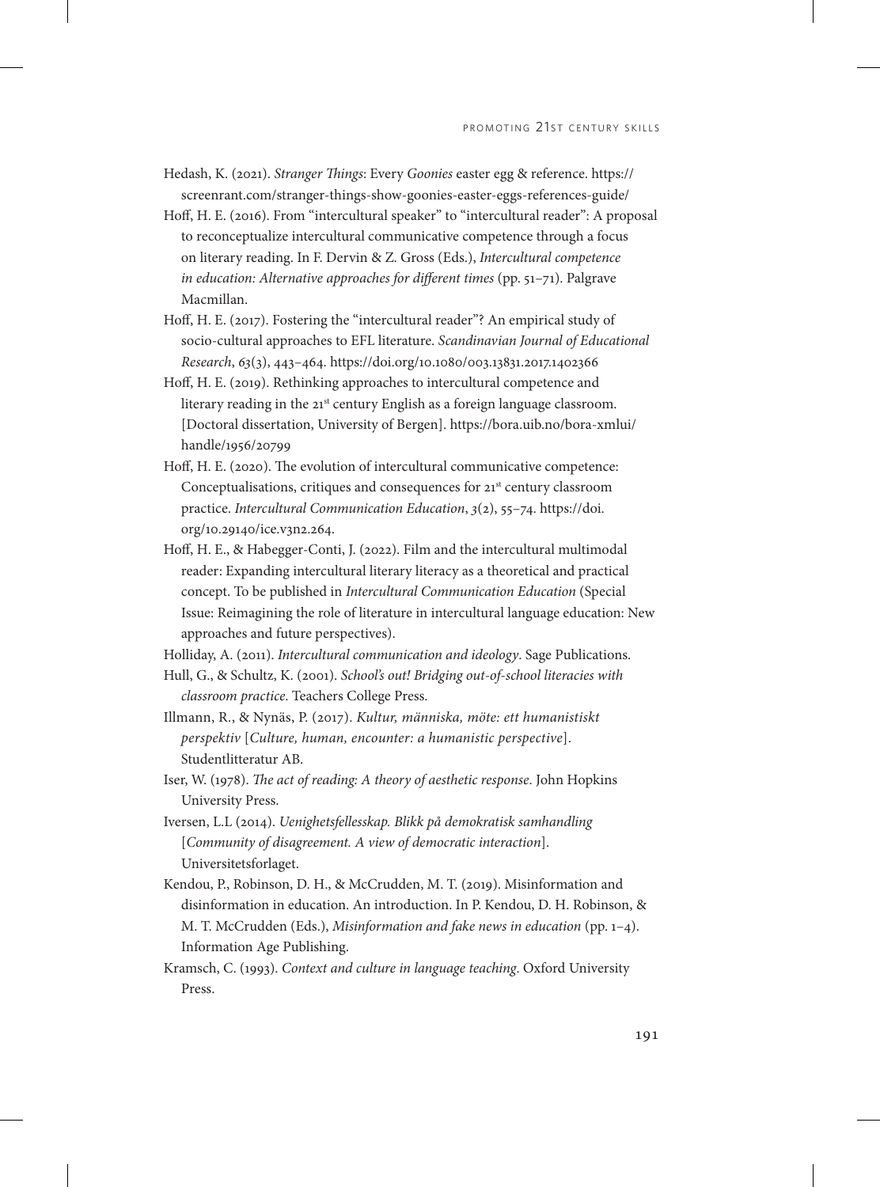Hedash, K. (2021). *Stranger Things*: Every *Goonies* easter egg & reference. https://screenrant.com/stranger-things-show-goonies-easter-eggs-references-guide/

Hoff, H. E. (2016). From "intercultural speaker" to "intercultural reader": A proposal to reconceptualize intercultural communicative competence through a focus on literary reading. In F. Dervin & Z. Gross (Eds.), *Intercultural competence in education: Alternative approaches for different times* (pp. 51–71). Palgrave Macmillan.

Hoff, H. E. (2017). Fostering the "intercultural reader"? An empirical study of socio-cultural approaches to EFL literature. *Scandinavian Journal of Educational Research*, *63*(3), 443–464. https://doi.org/10.1080/003.13831.2017.1402366

Hoff, H. E. (2019). Rethinking approaches to intercultural competence and literary reading in the 21st century English as a foreign language classroom. [Doctoral dissertation, University of Bergen]. https://bora.uib.no/bora-xmlui/handle/1956/20799

Hoff, H. E. (2020). The evolution of intercultural communicative competence: Conceptualisations, critiques and consequences for 21st century classroom practice. *Intercultural Communication Education*, *3*(2), 55–74. https://doi.org/10.29140/ice.v3n2.264.

Hoff, H. E., & Habegger-Conti, J. (2022). Film and the intercultural multimodal reader: Expanding intercultural literary literacy as a theoretical and practical concept. To be published in *Intercultural Communication Education* (Special Issue: Reimagining the role of literature in intercultural language education: New approaches and future perspectives).

Holliday, A. (2011). *Intercultural communication and ideology*. Sage Publications.

Hull, G., & Schultz, K. (2001). *School's out! Bridging out-of-school literacies with classroom practice*. Teachers College Press.

Illmann, R., & Nynäs, P. (2017). *Kultur, människa, möte: ett humanistiskt perspektiv* [*Culture, human, encounter: a humanistic perspective*]. Studentlitteratur AB.

Iser, W. (1978). *The act of reading: A theory of aesthetic response*. John Hopkins University Press.

Iversen, L.L (2014). *Uenighetsfellesskap. Blikk på demokratisk samhandling* [*Community of disagreement. A view of democratic interaction*]. Universitetsforlaget.

Kendou, P., Robinson, D. H., & McCrudden, M. T. (2019). Misinformation and disinformation in education. An introduction. In P. Kendou, D. H. Robinson, & M. T. McCrudden (Eds.), *Misinformation and fake news in education* (pp. 1–4). Information Age Publishing.

Kramsch, C. (1993). *Context and culture in language teaching*. Oxford University Press.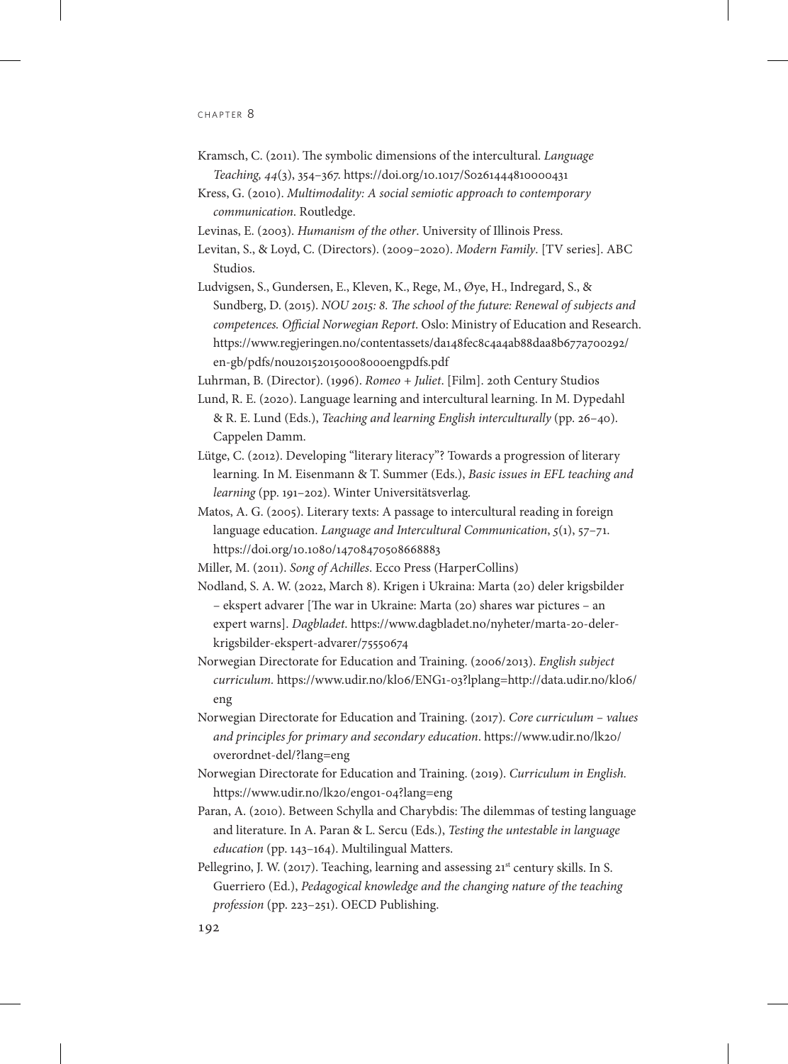Kramsch, C. (2011). The symbolic dimensions of the intercultural. *Language Teaching, 44*(3), 354–367. https://doi.org/10.1017/S0261444810000431

Kress, G. (2010). *Multimodality: A social semiotic approach to contemporary communication*. Routledge.

Levinas, E. (2003). *Humanism of the other*. University of Illinois Press.

Levitan, S., & Loyd, C. (Directors). (2009–2020). *Modern Family*. [TV series]. ABC Studios.

Ludvigsen, S., Gundersen, E., Kleven, K., Rege, M., Øye, H., Indregard, S., & Sundberg, D. (2015). *NOU 2015: 8. The school of the future: Renewal of subjects and competences. Official Norwegian Report*. Oslo: Ministry of Education and Research. https://www.regjeringen.no/contentassets/da148fec8c4a4ab88daa8b677a700292/en-gb/pdfs/nou201520150008000engpdfs.pdf

Luhrman, B. (Director). (1996). *Romeo + Juliet*. [Film]. 20th Century Studios

Lund, R. E. (2020). Language learning and intercultural learning. In M. Dypedahl & R. E. Lund (Eds.), *Teaching and learning English interculturally* (pp. 26–40). Cappelen Damm.

Lütge, C. (2012). Developing "literary literacy"? Towards a progression of literary learning. In M. Eisenmann & T. Summer (Eds.), *Basic issues in EFL teaching and learning* (pp. 191–202). Winter Universitätsverlag.

Matos, A. G. (2005). Literary texts: A passage to intercultural reading in foreign language education. *Language and Intercultural Communication*, *5*(1), 57–71. https://doi.org/10.1080/14708470508668883

Miller, M. (2011). *Song of Achilles*. Ecco Press (HarperCollins)

Nodland, S. A. W. (2022, March 8). Krigen i Ukraina: Marta (20) deler krigsbilder – ekspert advarer [The war in Ukraine: Marta (20) shares war pictures – an expert warns]. *Dagbladet*. https://www.dagbladet.no/nyheter/marta-20-deler-krigsbilder-ekspert-advarer/75550674

Norwegian Directorate for Education and Training. (2006/2013). *English subject curriculum.* https://www.udir.no/kl06/ENG1-03?lplang=http://data.udir.no/kl06/eng

Norwegian Directorate for Education and Training. (2017). *Core curriculum – values and principles for primary and secondary education*. https://www.udir.no/lk20/overordnet-del/?lang=eng

Norwegian Directorate for Education and Training. (2019). *Curriculum in English.* https://www.udir.no/lk20/eng01-04?lang=eng

Paran, A. (2010). Between Schylla and Charybdis: The dilemmas of testing language and literature. In A. Paran & L. Sercu (Eds.), *Testing the untestable in language education* (pp. 143–164). Multilingual Matters.

Pellegrino, J. W. (2017). Teaching, learning and assessing 21st century skills. In S. Guerriero (Ed.), *Pedagogical knowledge and the changing nature of the teaching profession* (pp. 223–251). OECD Publishing.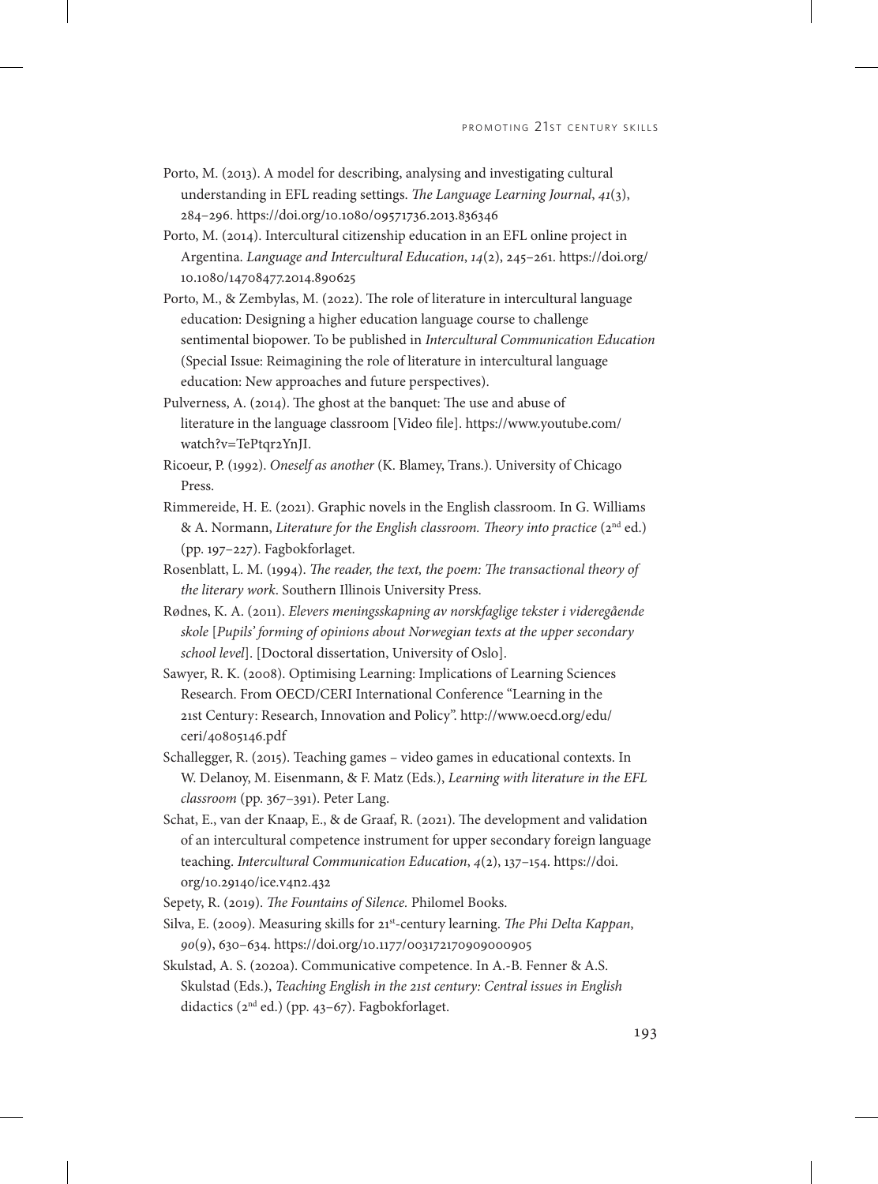Porto, M. (2013). A model for describing, analysing and investigating cultural understanding in EFL reading settings. *The Language Learning Journal*, *41*(3), 284–296. https://doi.org/10.1080/09571736.2013.836346

Porto, M. (2014). Intercultural citizenship education in an EFL online project in Argentina. *Language and Intercultural Education*, *14*(2), 245–261. https://doi.org/10.1080/14708477.2014.890625

Porto, M., & Zembylas, M. (2022). The role of literature in intercultural language education: Designing a higher education language course to challenge sentimental biopower. To be published in *Intercultural Communication Education* (Special Issue: Reimagining the role of literature in intercultural language education: New approaches and future perspectives).

Pulverness, A. (2014). The ghost at the banquet: The use and abuse of literature in the language classroom [Video file]. https://www.youtube.com/watch?v=TePtqr2YnJI.

Ricoeur, P. (1992). *Oneself as another* (K. Blamey, Trans.). University of Chicago Press.

Rimmereide, H. E. (2021). Graphic novels in the English classroom. In G. Williams & A. Normann, *Literature for the English classroom. Theory into practice* (2nd ed.) (pp. 197–227). Fagbokforlaget.

Rosenblatt, L. M. (1994). *The reader, the text, the poem: The transactional theory of the literary work*. Southern Illinois University Press.

Rødnes, K. A. (2011). *Elevers meningsskapning av norskfaglige tekster i videregående skole* [*Pupils' forming of opinions about Norwegian texts at the upper secondary school level*]. [Doctoral dissertation, University of Oslo].

Sawyer, R. K. (2008). Optimising Learning: Implications of Learning Sciences Research. From OECD/CERI International Conference "Learning in the 21st Century: Research, Innovation and Policy". http://www.oecd.org/edu/ceri/40805146.pdf

Schallegger, R. (2015). Teaching games – video games in educational contexts. In W. Delanoy, M. Eisenmann, & F. Matz (Eds.), *Learning with literature in the EFL classroom* (pp. 367–391). Peter Lang.

Schat, E., van der Knaap, E., & de Graaf, R. (2021). The development and validation of an intercultural competence instrument for upper secondary foreign language teaching. *Intercultural Communication Education*, *4*(2), 137–154. https://doi.org/10.29140/ice.v4n2.432

Sepety, R. (2019). *The Fountains of Silence.* Philomel Books.

Silva, E. (2009). Measuring skills for 21st-century learning. *The Phi Delta Kappan*, *90*(9), 630–634. https://doi.org/10.1177/003172170909000905

Skulstad, A. S. (2020a). Communicative competence. In A.-B. Fenner & A.S. Skulstad (Eds.), *Teaching English in the 21st century: Central issues in English* didactics (2nd ed.) (pp. 43–67). Fagbokforlaget.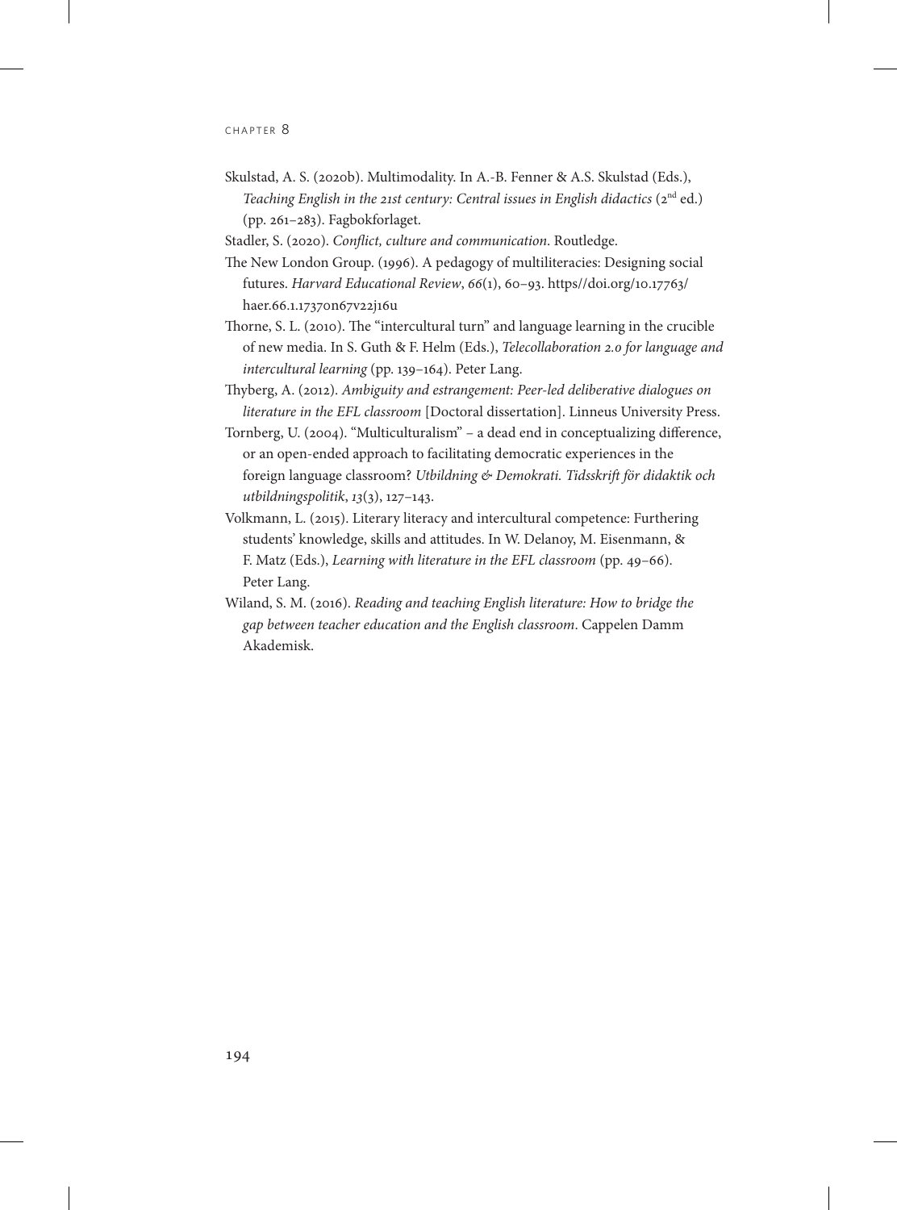Skulstad, A. S. (2020b). Multimodality. In A.-B. Fenner & A.S. Skulstad (Eds.), *Teaching English in the 21st century: Central issues in English didactics* (2nd ed.) (pp. 261–283). Fagbokforlaget.

Stadler, S. (2020). *Conflict, culture and communication*. Routledge.

The New London Group. (1996). A pedagogy of multiliteracies: Designing social futures. *Harvard Educational Review*, *66*(1), 60–93. https//doi.org/10.17763/haer.66.1.17370n67v22j16u

Thorne, S. L. (2010). The "intercultural turn" and language learning in the crucible of new media. In S. Guth & F. Helm (Eds.), *Telecollaboration 2.0 for language and intercultural learning* (pp. 139–164). Peter Lang.

Thyberg, A. (2012). *Ambiguity and estrangement: Peer-led deliberative dialogues on literature in the EFL classroom* [Doctoral dissertation]. Linneus University Press.

Tornberg, U. (2004). "Multiculturalism" – a dead end in conceptualizing difference, or an open-ended approach to facilitating democratic experiences in the foreign language classroom? *Utbildning & Demokrati. Tidsskrift för didaktik och utbildningspolitik*, *13*(3), 127–143.

Volkmann, L. (2015). Literary literacy and intercultural competence: Furthering students' knowledge, skills and attitudes. In W. Delanoy, M. Eisenmann, & F. Matz (Eds.), *Learning with literature in the EFL classroom* (pp. 49–66). Peter Lang.

Wiland, S. M. (2016). *Reading and teaching English literature: How to bridge the gap between teacher education and the English classroom*. Cappelen Damm Akademisk.